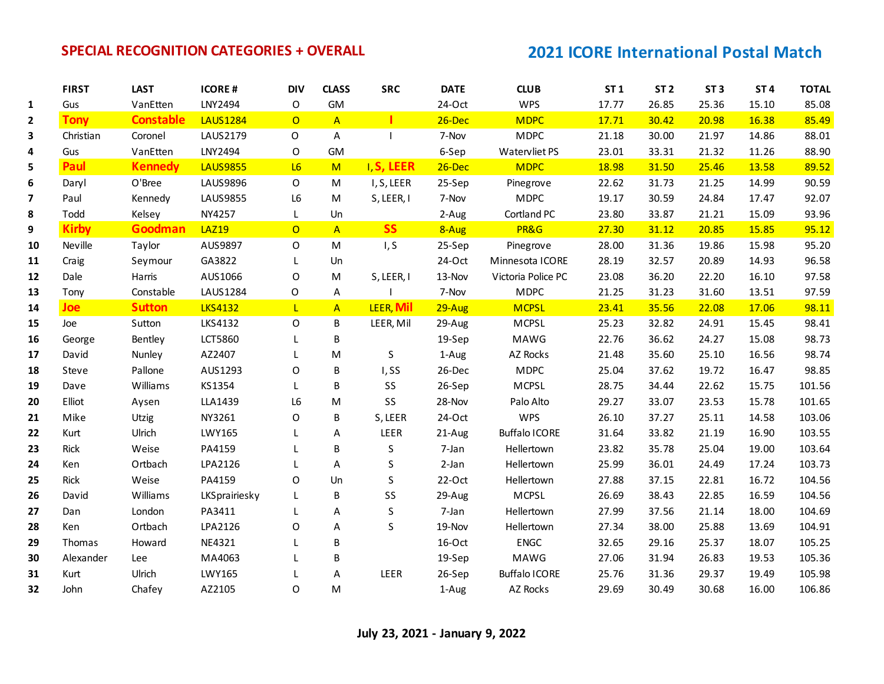# SPECIAL RECOGNITION CATEGORIES + OVERALL

## 2021 ICORE International Postal Match

| | FIRST | LAST | ICORE # | DIV | CLASS | SRC | DATE | CLUB | ST 1 | ST 2 | ST 3 | ST 4 | TOTAL |
|---|---|---|---|---|---|---|---|---|---|---|---|---|---|
| 1 | Gus | VanEtten | LNY2494 | O | GM | | 24-Oct | WPS | 17.77 | 26.85 | 25.36 | 15.10 | 85.08 |
| 2 | **Tony** | **Constable** | LAUS1284 | O | A | **I** | 26-Dec | MDPC | 17.71 | 30.42 | 20.98 | 16.38 | 85.49 |
| 3 | Christian | Coronel | LAUS2179 | O | A | I | 7-Nov | MDPC | 21.18 | 30.00 | 21.97 | 14.86 | 88.01 |
| 4 | Gus | VanEtten | LNY2494 | O | GM | | 6-Sep | Watervliet PS | 23.01 | 33.31 | 21.32 | 11.26 | 88.90 |
| 5 | **Paul** | **Kennedy** | LAUS9855 | L6 | M | I, **S, LEER** | 26-Dec | MDPC | 18.98 | 31.50 | 25.46 | 13.58 | 89.52 |
| 6 | Daryl | O'Bree | LAUS9896 | O | M | I, S, LEER | 25-Sep | Pinegrove | 22.62 | 31.73 | 21.25 | 14.99 | 90.59 |
| 7 | Paul | Kennedy | LAUS9855 | L6 | M | S, LEER, I | 7-Nov | MDPC | 19.17 | 30.59 | 24.84 | 17.47 | 92.07 |
| 8 | Todd | Kelsey | NY4257 | L | Un | | 2-Aug | Cortland PC | 23.80 | 33.87 | 21.21 | 15.09 | 93.96 |
| 9 | **Kirby** | **Goodman** | LAZ19 | O | A | **SS** | 8-Aug | PR&G | 27.30 | 31.12 | 20.85 | 15.85 | 95.12 |
| 10 | Neville | Taylor | AUS9897 | O | M | I, S | 25-Sep | Pinegrove | 28.00 | 31.36 | 19.86 | 15.98 | 95.20 |
| 11 | Craig | Seymour | GA3822 | L | Un | | 24-Oct | Minnesota ICORE | 28.19 | 32.57 | 20.89 | 14.93 | 96.58 |
| 12 | Dale | Harris | AUS1066 | O | M | S, LEER, I | 13-Nov | Victoria Police PC | 23.08 | 36.20 | 22.20 | 16.10 | 97.58 |
| 13 | Tony | Constable | LAUS1284 | O | A | I | 7-Nov | MDPC | 21.25 | 31.23 | 31.60 | 13.51 | 97.59 |
| 14 | **Joe** | **Sutton** | LKS4132 | L | A | LEER, **Mil** | 29-Aug | MCPSL | 23.41 | 35.56 | 22.08 | 17.06 | 98.11 |
| 15 | Joe | Sutton | LKS4132 | O | B | LEER, Mil | 29-Aug | MCPSL | 25.23 | 32.82 | 24.91 | 15.45 | 98.41 |
| 16 | George | Bentley | LCT5860 | L | B | | 19-Sep | MAWG | 22.76 | 36.62 | 24.27 | 15.08 | 98.73 |
| 17 | David | Nunley | AZ2407 | L | M | S | 1-Aug | AZ Rocks | 21.48 | 35.60 | 25.10 | 16.56 | 98.74 |
| 18 | Steve | Pallone | AUS1293 | O | B | I, SS | 26-Dec | MDPC | 25.04 | 37.62 | 19.72 | 16.47 | 98.85 |
| 19 | Dave | Williams | KS1354 | L | B | SS | 26-Sep | MCPSL | 28.75 | 34.44 | 22.62 | 15.75 | 101.56 |
| 20 | Elliot | Aysen | LLA1439 | L6 | M | SS | 28-Nov | Palo Alto | 29.27 | 33.07 | 23.53 | 15.78 | 101.65 |
| 21 | Mike | Utzig | NY3261 | O | B | S, LEER | 24-Oct | WPS | 26.10 | 37.27 | 25.11 | 14.58 | 103.06 |
| 22 | Kurt | Ulrich | LWY165 | L | A | LEER | 21-Aug | Buffalo ICORE | 31.64 | 33.82 | 21.19 | 16.90 | 103.55 |
| 23 | Rick | Weise | PA4159 | L | B | S | 7-Jan | Hellertown | 23.82 | 35.78 | 25.04 | 19.00 | 103.64 |
| 24 | Ken | Ortbach | LPA2126 | L | A | S | 2-Jan | Hellertown | 25.99 | 36.01 | 24.49 | 17.24 | 103.73 |
| 25 | Rick | Weise | PA4159 | O | Un | S | 22-Oct | Hellertown | 27.88 | 37.15 | 22.81 | 16.72 | 104.56 |
| 26 | David | Williams | LKSprairiesky | L | B | SS | 29-Aug | MCPSL | 26.69 | 38.43 | 22.85 | 16.59 | 104.56 |
| 27 | Dan | London | PA3411 | L | A | S | 7-Jan | Hellertown | 27.99 | 37.56 | 21.14 | 18.00 | 104.69 |
| 28 | Ken | Ortbach | LPA2126 | O | A | S | 19-Nov | Hellertown | 27.34 | 38.00 | 25.88 | 13.69 | 104.91 |
| 29 | Thomas | Howard | NE4321 | L | B | | 16-Oct | ENGC | 32.65 | 29.16 | 25.37 | 18.07 | 105.25 |
| 30 | Alexander | Lee | MA4063 | L | B | | 19-Sep | MAWG | 27.06 | 31.94 | 26.83 | 19.53 | 105.36 |
| 31 | Kurt | Ulrich | LWY165 | L | A | LEER | 26-Sep | Buffalo ICORE | 25.76 | 31.36 | 29.37 | 19.49 | 105.98 |
| 32 | John | Chafey | AZ2105 | O | M | | 1-Aug | AZ Rocks | 29.69 | 30.49 | 30.68 | 16.00 | 106.86 |

**July 23, 2021 - January 9, 2022**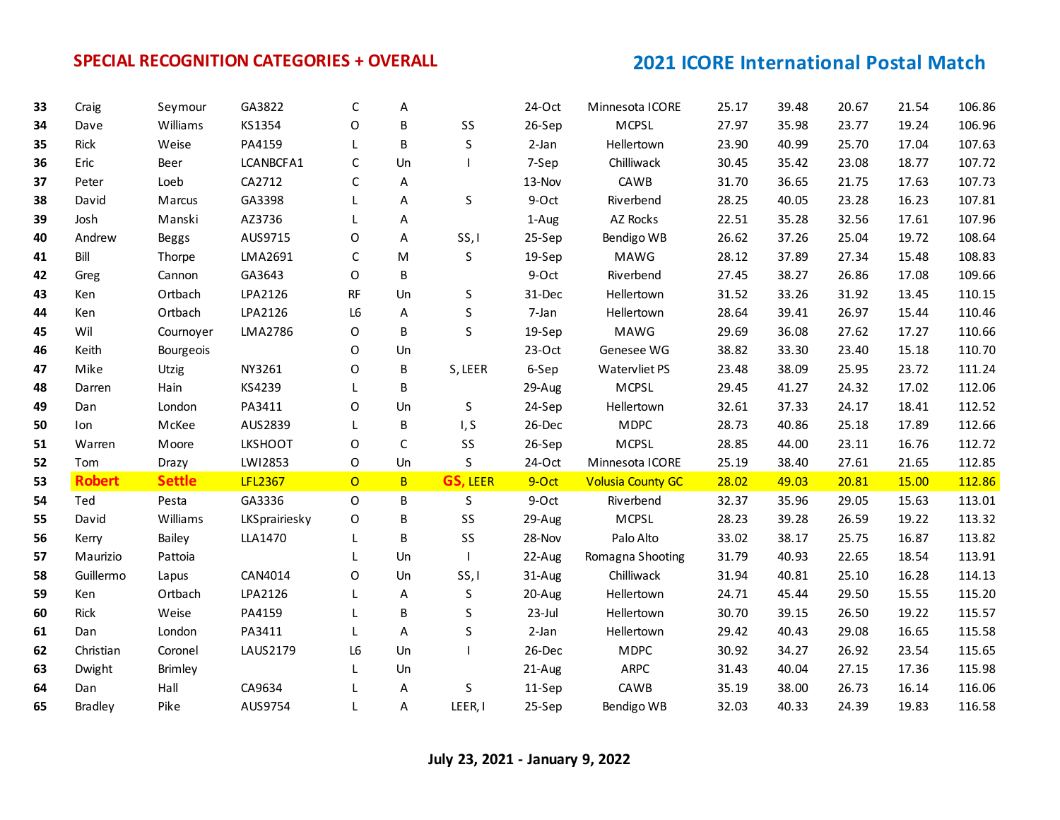**SPECIAL RECOGNITION CATEGORIES + OVERALL**

**2021 ICORE International Postal Match**

| | | | | | | | | | | | | | |
|---|---|---|---|---|---|---|---|---|---|---|---|---|---|
| **33** | Craig | Seymour | GA3822 | C | A | | 24-Oct | Minnesota ICORE | 25.17 | 39.48 | 20.67 | 21.54 | 106.86 |
| **34** | Dave | Williams | KS1354 | O | B | SS | 26-Sep | MCPSL | 27.97 | 35.98 | 23.77 | 19.24 | 106.96 |
| **35** | Rick | Weise | PA4159 | L | B | S | 2-Jan | Hellertown | 23.90 | 40.99 | 25.70 | 17.04 | 107.63 |
| **36** | Eric | Beer | LCANBCFA1 | C | Un | I | 7-Sep | Chilliwack | 30.45 | 35.42 | 23.08 | 18.77 | 107.72 |
| **37** | Peter | Loeb | CA2712 | C | A | | 13-Nov | CAWB | 31.70 | 36.65 | 21.75 | 17.63 | 107.73 |
| **38** | David | Marcus | GA3398 | L | A | S | 9-Oct | Riverbend | 28.25 | 40.05 | 23.28 | 16.23 | 107.81 |
| **39** | Josh | Manski | AZ3736 | L | A | | 1-Aug | AZ Rocks | 22.51 | 35.28 | 32.56 | 17.61 | 107.96 |
| **40** | Andrew | Beggs | AUS9715 | O | A | SS, I | 25-Sep | Bendigo WB | 26.62 | 37.26 | 25.04 | 19.72 | 108.64 |
| **41** | Bill | Thorpe | LMA2691 | C | M | S | 19-Sep | MAWG | 28.12 | 37.89 | 27.34 | 15.48 | 108.83 |
| **42** | Greg | Cannon | GA3643 | O | B | | 9-Oct | Riverbend | 27.45 | 38.27 | 26.86 | 17.08 | 109.66 |
| **43** | Ken | Ortbach | LPA2126 | RF | Un | S | 31-Dec | Hellertown | 31.52 | 33.26 | 31.92 | 13.45 | 110.15 |
| **44** | Ken | Ortbach | LPA2126 | L6 | A | S | 7-Jan | Hellertown | 28.64 | 39.41 | 26.97 | 15.44 | 110.46 |
| **45** | Wil | Cournoyer | LMA2786 | O | B | S | 19-Sep | MAWG | 29.69 | 36.08 | 27.62 | 17.27 | 110.66 |
| **46** | Keith | Bourgeois | | O | Un | | 23-Oct | Genesee WG | 38.82 | 33.30 | 23.40 | 15.18 | 110.70 |
| **47** | Mike | Utzig | NY3261 | O | B | S, LEER | 6-Sep | Watervliet PS | 23.48 | 38.09 | 25.95 | 23.72 | 111.24 |
| **48** | Darren | Hain | KS4239 | L | B | | 29-Aug | MCPSL | 29.45 | 41.27 | 24.32 | 17.02 | 112.06 |
| **49** | Dan | London | PA3411 | O | Un | S | 24-Sep | Hellertown | 32.61 | 37.33 | 24.17 | 18.41 | 112.52 |
| **50** | Ion | McKee | AUS2839 | L | B | I, S | 26-Dec | MDPC | 28.73 | 40.86 | 25.18 | 17.89 | 112.66 |
| **51** | Warren | Moore | LKSHOOT | O | C | SS | 26-Sep | MCPSL | 28.85 | 44.00 | 23.11 | 16.76 | 112.72 |
| **52** | Tom | Drazy | LWI2853 | O | Un | S | 24-Oct | Minnesota ICORE | 25.19 | 38.40 | 27.61 | 21.65 | 112.85 |
| **53** | **Robert** | **Settle** | LFL2367 | O | B | **GS,** LEER | 9-Oct | Volusia County GC | 28.02 | 49.03 | 20.81 | 15.00 | 112.86 |
| **54** | Ted | Pesta | GA3336 | O | B | S | 9-Oct | Riverbend | 32.37 | 35.96 | 29.05 | 15.63 | 113.01 |
| **55** | David | Williams | LKSprairiesky | O | B | SS | 29-Aug | MCPSL | 28.23 | 39.28 | 26.59 | 19.22 | 113.32 |
| **56** | Kerry | Bailey | LLA1470 | L | B | SS | 28-Nov | Palo Alto | 33.02 | 38.17 | 25.75 | 16.87 | 113.82 |
| **57** | Maurizio | Pattoia | | L | Un | I | 22-Aug | Romagna Shooting | 31.79 | 40.93 | 22.65 | 18.54 | 113.91 |
| **58** | Guillermo | Lapus | CAN4014 | O | Un | SS, I | 31-Aug | Chilliwack | 31.94 | 40.81 | 25.10 | 16.28 | 114.13 |
| **59** | Ken | Ortbach | LPA2126 | L | A | S | 20-Aug | Hellertown | 24.71 | 45.44 | 29.50 | 15.55 | 115.20 |
| **60** | Rick | Weise | PA4159 | L | B | S | 23-Jul | Hellertown | 30.70 | 39.15 | 26.50 | 19.22 | 115.57 |
| **61** | Dan | London | PA3411 | L | A | S | 2-Jan | Hellertown | 29.42 | 40.43 | 29.08 | 16.65 | 115.58 |
| **62** | Christian | Coronel | LAUS2179 | L6 | Un | I | 26-Dec | MDPC | 30.92 | 34.27 | 26.92 | 23.54 | 115.65 |
| **63** | Dwight | Brimley | | L | Un | | 21-Aug | ARPC | 31.43 | 40.04 | 27.15 | 17.36 | 115.98 |
| **64** | Dan | Hall | CA9634 | L | A | S | 11-Sep | CAWB | 35.19 | 38.00 | 26.73 | 16.14 | 116.06 |
| **65** | Bradley | Pike | AUS9754 | L | A | LEER, I | 25-Sep | Bendigo WB | 32.03 | 40.33 | 24.39 | 19.83 | 116.58 |

**July 23, 2021 - January 9, 2022**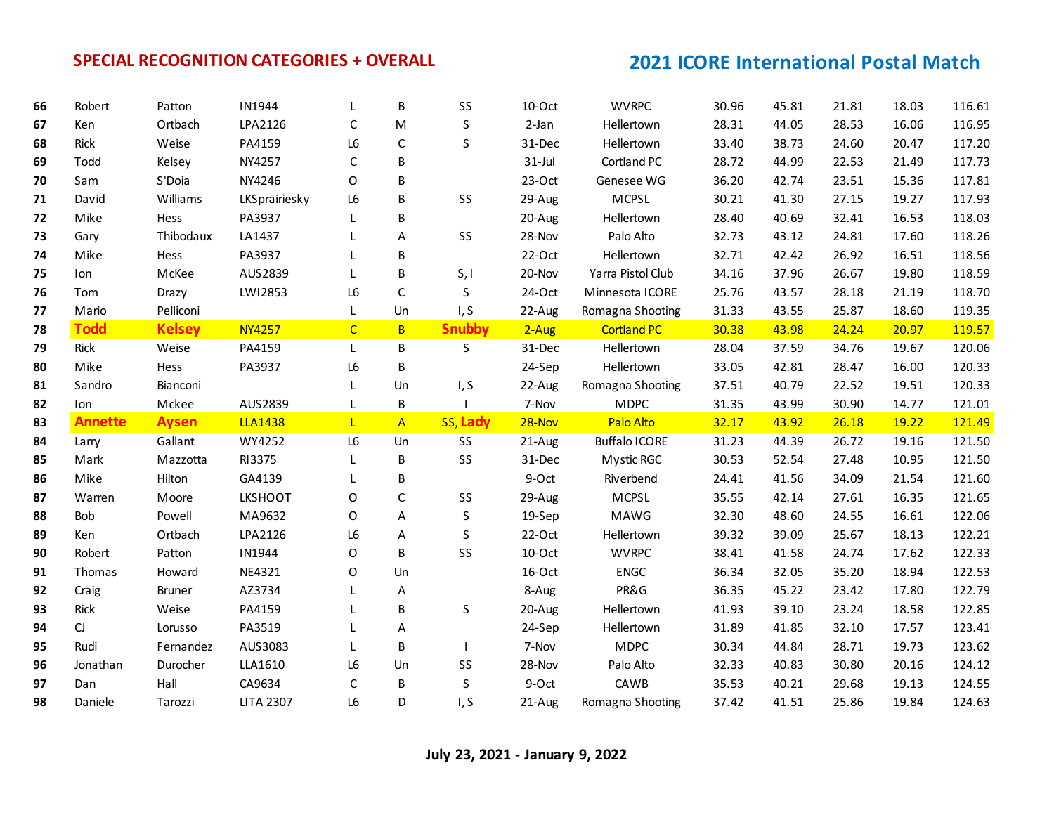**SPECIAL RECOGNITION CATEGORIES + OVERALL**

**2021 ICORE International Postal Match**

| | | | | | | | | | | | | | |
|---|---|---|---|---|---|---|---|---|---|---|---|---|---|
| **66** | Robert | Patton | IN1944 | L | B | SS | 10-Oct | WVRPC | 30.96 | 45.81 | 21.81 | 18.03 | 116.61 |
| **67** | Ken | Ortbach | LPA2126 | C | M | S | 2-Jan | Hellertown | 28.31 | 44.05 | 28.53 | 16.06 | 116.95 |
| **68** | Rick | Weise | PA4159 | L6 | C | S | 31-Dec | Hellertown | 33.40 | 38.73 | 24.60 | 20.47 | 117.20 |
| **69** | Todd | Kelsey | NY4257 | C | B | | 31-Jul | Cortland PC | 28.72 | 44.99 | 22.53 | 21.49 | 117.73 |
| **70** | Sam | S'Doia | NY4246 | O | B | | 23-Oct | Genesee WG | 36.20 | 42.74 | 23.51 | 15.36 | 117.81 |
| **71** | David | Williams | LKSprairiesky | L6 | B | SS | 29-Aug | MCPSL | 30.21 | 41.30 | 27.15 | 19.27 | 117.93 |
| **72** | Mike | Hess | PA3937 | L | B | | 20-Aug | Hellertown | 28.40 | 40.69 | 32.41 | 16.53 | 118.03 |
| **73** | Gary | Thibodaux | LA1437 | L | A | SS | 28-Nov | Palo Alto | 32.73 | 43.12 | 24.81 | 17.60 | 118.26 |
| **74** | Mike | Hess | PA3937 | L | B | | 22-Oct | Hellertown | 32.71 | 42.42 | 26.92 | 16.51 | 118.56 |
| **75** | Ion | McKee | AUS2839 | L | B | S, I | 20-Nov | Yarra Pistol Club | 34.16 | 37.96 | 26.67 | 19.80 | 118.59 |
| **76** | Tom | Drazy | LWI2853 | L6 | C | S | 24-Oct | Minnesota ICORE | 25.76 | 43.57 | 28.18 | 21.19 | 118.70 |
| **77** | Mario | Pelliconi | | L | Un | I, S | 22-Aug | Romagna Shooting | 31.33 | 43.55 | 25.87 | 18.60 | 119.35 |
| **78** | **Todd** | **Kelsey** | NY4257 | C | B | **Snubby** | 2-Aug | Cortland PC | 30.38 | 43.98 | 24.24 | 20.97 | 119.57 |
| **79** | Rick | Weise | PA4159 | L | B | S | 31-Dec | Hellertown | 28.04 | 37.59 | 34.76 | 19.67 | 120.06 |
| **80** | Mike | Hess | PA3937 | L6 | B | | 24-Sep | Hellertown | 33.05 | 42.81 | 28.47 | 16.00 | 120.33 |
| **81** | Sandro | Bianconi | | L | Un | I, S | 22-Aug | Romagna Shooting | 37.51 | 40.79 | 22.52 | 19.51 | 120.33 |
| **82** | Ion | Mckee | AUS2839 | L | B | I | 7-Nov | MDPC | 31.35 | 43.99 | 30.90 | 14.77 | 121.01 |
| **83** | **Annette** | **Aysen** | LLA1438 | L | A | SS, **Lady** | 28-Nov | Palo Alto | 32.17 | 43.92 | 26.18 | 19.22 | 121.49 |
| **84** | Larry | Gallant | WY4252 | L6 | Un | SS | 21-Aug | Buffalo ICORE | 31.23 | 44.39 | 26.72 | 19.16 | 121.50 |
| **85** | Mark | Mazzotta | RI3375 | L | B | SS | 31-Dec | Mystic RGC | 30.53 | 52.54 | 27.48 | 10.95 | 121.50 |
| **86** | Mike | Hilton | GA4139 | L | B | | 9-Oct | Riverbend | 24.41 | 41.56 | 34.09 | 21.54 | 121.60 |
| **87** | Warren | Moore | LKSHOOT | O | C | SS | 29-Aug | MCPSL | 35.55 | 42.14 | 27.61 | 16.35 | 121.65 |
| **88** | Bob | Powell | MA9632 | O | A | S | 19-Sep | MAWG | 32.30 | 48.60 | 24.55 | 16.61 | 122.06 |
| **89** | Ken | Ortbach | LPA2126 | L6 | A | S | 22-Oct | Hellertown | 39.32 | 39.09 | 25.67 | 18.13 | 122.21 |
| **90** | Robert | Patton | IN1944 | O | B | SS | 10-Oct | WVRPC | 38.41 | 41.58 | 24.74 | 17.62 | 122.33 |
| **91** | Thomas | Howard | NE4321 | O | Un | | 16-Oct | ENGC | 36.34 | 32.05 | 35.20 | 18.94 | 122.53 |
| **92** | Craig | Bruner | AZ3734 | L | A | | 8-Aug | PR&G | 36.35 | 45.22 | 23.42 | 17.80 | 122.79 |
| **93** | Rick | Weise | PA4159 | L | B | S | 20-Aug | Hellertown | 41.93 | 39.10 | 23.24 | 18.58 | 122.85 |
| **94** | CJ | Lorusso | PA3519 | L | A | | 24-Sep | Hellertown | 31.89 | 41.85 | 32.10 | 17.57 | 123.41 |
| **95** | Rudi | Fernandez | AUS3083 | L | B | I | 7-Nov | MDPC | 30.34 | 44.84 | 28.71 | 19.73 | 123.62 |
| **96** | Jonathan | Durocher | LLA1610 | L6 | Un | SS | 28-Nov | Palo Alto | 32.33 | 40.83 | 30.80 | 20.16 | 124.12 |
| **97** | Dan | Hall | CA9634 | C | B | S | 9-Oct | CAWB | 35.53 | 40.21 | 29.68 | 19.13 | 124.55 |
| **98** | Daniele | Tarozzi | LITA 2307 | L6 | D | I, S | 21-Aug | Romagna Shooting | 37.42 | 41.51 | 25.86 | 19.84 | 124.63 |

**July 23, 2021 - January 9, 2022**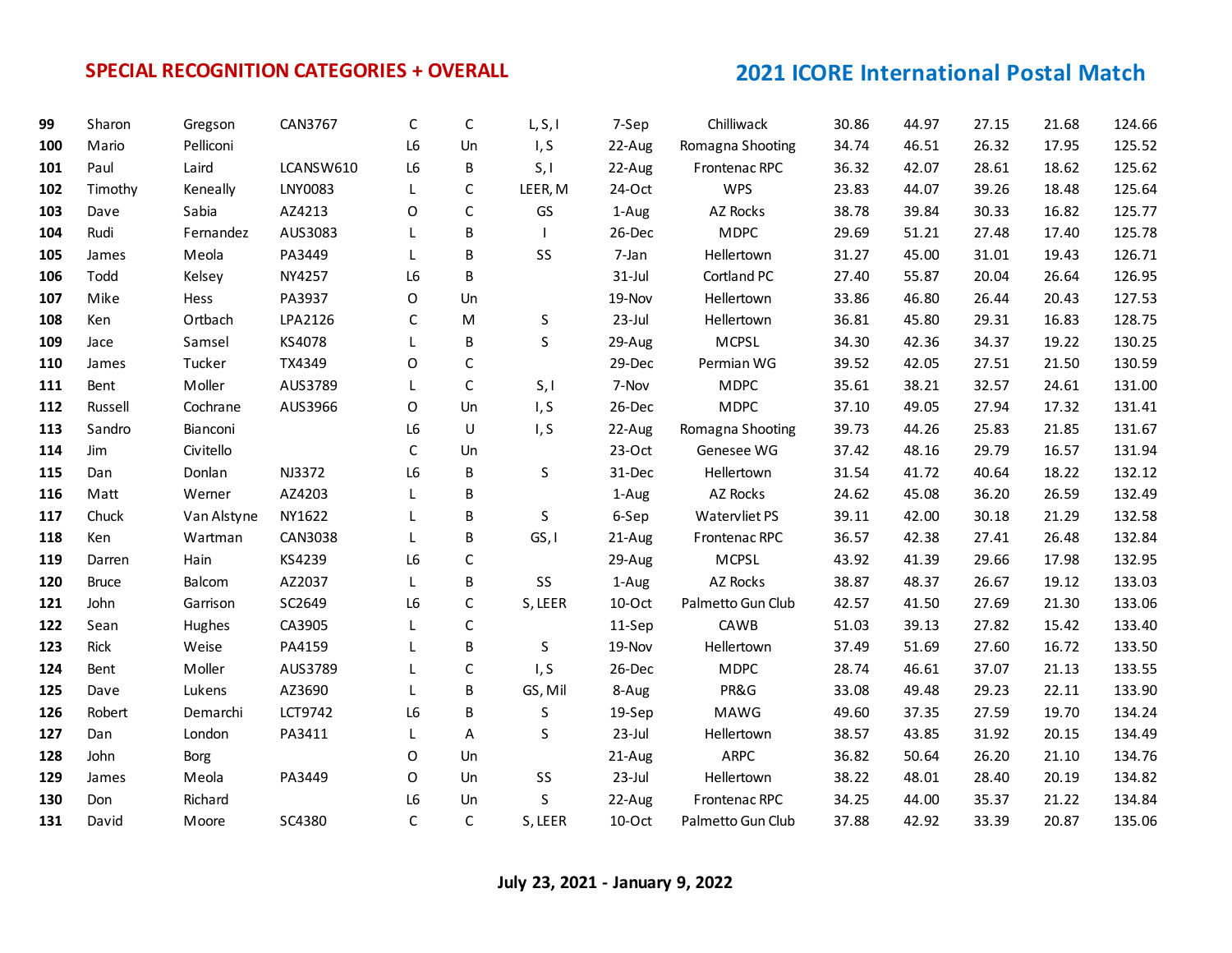## SPECIAL RECOGNITION CATEGORIES + OVERALL

## 2021 ICORE International Postal Match

| | | | | | | | | | | | | | |
|---|---|---|---|---|---|---|---|---|---|---|---|---|---|
| 99 | Sharon | Gregson | CAN3767 | C | C | L, S, I | 7-Sep | Chilliwack | 30.86 | 44.97 | 27.15 | 21.68 | 124.66 |
| 100 | Mario | Pelliconi | | L6 | Un | I, S | 22-Aug | Romagna Shooting | 34.74 | 46.51 | 26.32 | 17.95 | 125.52 |
| 101 | Paul | Laird | LCANSW610 | L6 | B | S, I | 22-Aug | Frontenac RPC | 36.32 | 42.07 | 28.61 | 18.62 | 125.62 |
| 102 | Timothy | Keneally | LNY0083 | L | C | LEER, M | 24-Oct | WPS | 23.83 | 44.07 | 39.26 | 18.48 | 125.64 |
| 103 | Dave | Sabia | AZ4213 | O | C | GS | 1-Aug | AZ Rocks | 38.78 | 39.84 | 30.33 | 16.82 | 125.77 |
| 104 | Rudi | Fernandez | AUS3083 | L | B | I | 26-Dec | MDPC | 29.69 | 51.21 | 27.48 | 17.40 | 125.78 |
| 105 | James | Meola | PA3449 | L | B | SS | 7-Jan | Hellertown | 31.27 | 45.00 | 31.01 | 19.43 | 126.71 |
| 106 | Todd | Kelsey | NY4257 | L6 | B | | 31-Jul | Cortland PC | 27.40 | 55.87 | 20.04 | 26.64 | 126.95 |
| 107 | Mike | Hess | PA3937 | O | Un | | 19-Nov | Hellertown | 33.86 | 46.80 | 26.44 | 20.43 | 127.53 |
| 108 | Ken | Ortbach | LPA2126 | C | M | S | 23-Jul | Hellertown | 36.81 | 45.80 | 29.31 | 16.83 | 128.75 |
| 109 | Jace | Samsel | KS4078 | L | B | S | 29-Aug | MCPSL | 34.30 | 42.36 | 34.37 | 19.22 | 130.25 |
| 110 | James | Tucker | TX4349 | O | C | | 29-Dec | Permian WG | 39.52 | 42.05 | 27.51 | 21.50 | 130.59 |
| 111 | Bent | Moller | AUS3789 | L | C | S, I | 7-Nov | MDPC | 35.61 | 38.21 | 32.57 | 24.61 | 131.00 |
| 112 | Russell | Cochrane | AUS3966 | O | Un | I, S | 26-Dec | MDPC | 37.10 | 49.05 | 27.94 | 17.32 | 131.41 |
| 113 | Sandro | Bianconi | | L6 | U | I, S | 22-Aug | Romagna Shooting | 39.73 | 44.26 | 25.83 | 21.85 | 131.67 |
| 114 | Jim | Civitello | | C | Un | | 23-Oct | Genesee WG | 37.42 | 48.16 | 29.79 | 16.57 | 131.94 |
| 115 | Dan | Donlan | NJ3372 | L6 | B | S | 31-Dec | Hellertown | 31.54 | 41.72 | 40.64 | 18.22 | 132.12 |
| 116 | Matt | Werner | AZ4203 | L | B | | 1-Aug | AZ Rocks | 24.62 | 45.08 | 36.20 | 26.59 | 132.49 |
| 117 | Chuck | Van Alstyne | NY1622 | L | B | S | 6-Sep | Watervliet PS | 39.11 | 42.00 | 30.18 | 21.29 | 132.58 |
| 118 | Ken | Wartman | CAN3038 | L | B | GS, I | 21-Aug | Frontenac RPC | 36.57 | 42.38 | 27.41 | 26.48 | 132.84 |
| 119 | Darren | Hain | KS4239 | L6 | C | | 29-Aug | MCPSL | 43.92 | 41.39 | 29.66 | 17.98 | 132.95 |
| 120 | Bruce | Balcom | AZ2037 | L | B | SS | 1-Aug | AZ Rocks | 38.87 | 48.37 | 26.67 | 19.12 | 133.03 |
| 121 | John | Garrison | SC2649 | L6 | C | S, LEER | 10-Oct | Palmetto Gun Club | 42.57 | 41.50 | 27.69 | 21.30 | 133.06 |
| 122 | Sean | Hughes | CA3905 | L | C | | 11-Sep | CAWB | 51.03 | 39.13 | 27.82 | 15.42 | 133.40 |
| 123 | Rick | Weise | PA4159 | L | B | S | 19-Nov | Hellertown | 37.49 | 51.69 | 27.60 | 16.72 | 133.50 |
| 124 | Bent | Moller | AUS3789 | L | C | I, S | 26-Dec | MDPC | 28.74 | 46.61 | 37.07 | 21.13 | 133.55 |
| 125 | Dave | Lukens | AZ3690 | L | B | GS, Mil | 8-Aug | PR&G | 33.08 | 49.48 | 29.23 | 22.11 | 133.90 |
| 126 | Robert | Demarchi | LCT9742 | L6 | B | S | 19-Sep | MAWG | 49.60 | 37.35 | 27.59 | 19.70 | 134.24 |
| 127 | Dan | London | PA3411 | L | A | S | 23-Jul | Hellertown | 38.57 | 43.85 | 31.92 | 20.15 | 134.49 |
| 128 | John | Borg | | O | Un | | 21-Aug | ARPC | 36.82 | 50.64 | 26.20 | 21.10 | 134.76 |
| 129 | James | Meola | PA3449 | O | Un | SS | 23-Jul | Hellertown | 38.22 | 48.01 | 28.40 | 20.19 | 134.82 |
| 130 | Don | Richard | | L6 | Un | S | 22-Aug | Frontenac RPC | 34.25 | 44.00 | 35.37 | 21.22 | 134.84 |
| 131 | David | Moore | SC4380 | C | C | S, LEER | 10-Oct | Palmetto Gun Club | 37.88 | 42.92 | 33.39 | 20.87 | 135.06 |

**July 23, 2021 - January 9, 2022**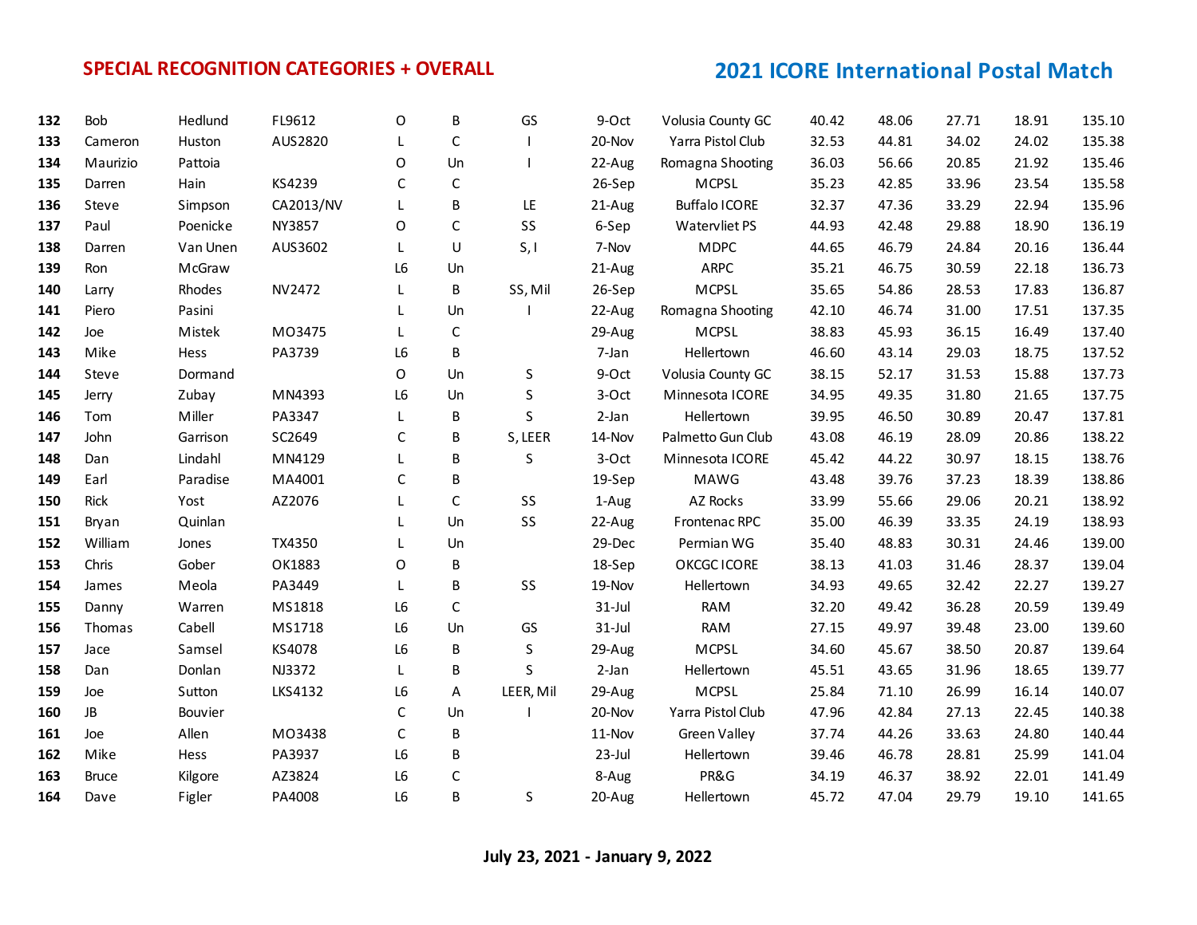## SPECIAL RECOGNITION CATEGORIES + OVERALL

## 2021 ICORE International Postal Match

| | | | | | | | | | | | | | |
|---|---|---|---|---|---|---|---|---|---|---|---|---|---|
| **132** | Bob | Hedlund | FL9612 | O | B | GS | 9-Oct | Volusia County GC | 40.42 | 48.06 | 27.71 | 18.91 | 135.10 |
| **133** | Cameron | Huston | AUS2820 | L | C | I | 20-Nov | Yarra Pistol Club | 32.53 | 44.81 | 34.02 | 24.02 | 135.38 |
| **134** | Maurizio | Pattoia | | O | Un | I | 22-Aug | Romagna Shooting | 36.03 | 56.66 | 20.85 | 21.92 | 135.46 |
| **135** | Darren | Hain | KS4239 | C | C | | 26-Sep | MCPSL | 35.23 | 42.85 | 33.96 | 23.54 | 135.58 |
| **136** | Steve | Simpson | CA2013/NV | L | B | LE | 21-Aug | Buffalo ICORE | 32.37 | 47.36 | 33.29 | 22.94 | 135.96 |
| **137** | Paul | Poenicke | NY3857 | O | C | SS | 6-Sep | Watervliet PS | 44.93 | 42.48 | 29.88 | 18.90 | 136.19 |
| **138** | Darren | Van Unen | AUS3602 | L | U | S, I | 7-Nov | MDPC | 44.65 | 46.79 | 24.84 | 20.16 | 136.44 |
| **139** | Ron | McGraw | | L6 | Un | | 21-Aug | ARPC | 35.21 | 46.75 | 30.59 | 22.18 | 136.73 |
| **140** | Larry | Rhodes | NV2472 | L | B | SS, Mil | 26-Sep | MCPSL | 35.65 | 54.86 | 28.53 | 17.83 | 136.87 |
| **141** | Piero | Pasini | | L | Un | I | 22-Aug | Romagna Shooting | 42.10 | 46.74 | 31.00 | 17.51 | 137.35 |
| **142** | Joe | Mistek | MO3475 | L | C | | 29-Aug | MCPSL | 38.83 | 45.93 | 36.15 | 16.49 | 137.40 |
| **143** | Mike | Hess | PA3739 | L6 | B | | 7-Jan | Hellertown | 46.60 | 43.14 | 29.03 | 18.75 | 137.52 |
| **144** | Steve | Dormand | | O | Un | S | 9-Oct | Volusia County GC | 38.15 | 52.17 | 31.53 | 15.88 | 137.73 |
| **145** | Jerry | Zubay | MN4393 | L6 | Un | S | 3-Oct | Minnesota ICORE | 34.95 | 49.35 | 31.80 | 21.65 | 137.75 |
| **146** | Tom | Miller | PA3347 | L | B | S | 2-Jan | Hellertown | 39.95 | 46.50 | 30.89 | 20.47 | 137.81 |
| **147** | John | Garrison | SC2649 | C | B | S, LEER | 14-Nov | Palmetto Gun Club | 43.08 | 46.19 | 28.09 | 20.86 | 138.22 |
| **148** | Dan | Lindahl | MN4129 | L | B | S | 3-Oct | Minnesota ICORE | 45.42 | 44.22 | 30.97 | 18.15 | 138.76 |
| **149** | Earl | Paradise | MA4001 | C | B | | 19-Sep | MAWG | 43.48 | 39.76 | 37.23 | 18.39 | 138.86 |
| **150** | Rick | Yost | AZ2076 | L | C | SS | 1-Aug | AZ Rocks | 33.99 | 55.66 | 29.06 | 20.21 | 138.92 |
| **151** | Bryan | Quinlan | | L | Un | SS | 22-Aug | Frontenac RPC | 35.00 | 46.39 | 33.35 | 24.19 | 138.93 |
| **152** | William | Jones | TX4350 | L | Un | | 29-Dec | Permian WG | 35.40 | 48.83 | 30.31 | 24.46 | 139.00 |
| **153** | Chris | Gober | OK1883 | O | B | | 18-Sep | OKCGC ICORE | 38.13 | 41.03 | 31.46 | 28.37 | 139.04 |
| **154** | James | Meola | PA3449 | L | B | SS | 19-Nov | Hellertown | 34.93 | 49.65 | 32.42 | 22.27 | 139.27 |
| **155** | Danny | Warren | MS1818 | L6 | C | | 31-Jul | RAM | 32.20 | 49.42 | 36.28 | 20.59 | 139.49 |
| **156** | Thomas | Cabell | MS1718 | L6 | Un | GS | 31-Jul | RAM | 27.15 | 49.97 | 39.48 | 23.00 | 139.60 |
| **157** | Jace | Samsel | KS4078 | L6 | B | S | 29-Aug | MCPSL | 34.60 | 45.67 | 38.50 | 20.87 | 139.64 |
| **158** | Dan | Donlan | NJ3372 | L | B | S | 2-Jan | Hellertown | 45.51 | 43.65 | 31.96 | 18.65 | 139.77 |
| **159** | Joe | Sutton | LKS4132 | L6 | A | LEER, Mil | 29-Aug | MCPSL | 25.84 | 71.10 | 26.99 | 16.14 | 140.07 |
| **160** | JB | Bouvier | | C | Un | I | 20-Nov | Yarra Pistol Club | 47.96 | 42.84 | 27.13 | 22.45 | 140.38 |
| **161** | Joe | Allen | MO3438 | C | B | | 11-Nov | Green Valley | 37.74 | 44.26 | 33.63 | 24.80 | 140.44 |
| **162** | Mike | Hess | PA3937 | L6 | B | | 23-Jul | Hellertown | 39.46 | 46.78 | 28.81 | 25.99 | 141.04 |
| **163** | Bruce | Kilgore | AZ3824 | L6 | C | | 8-Aug | PR&G | 34.19 | 46.37 | 38.92 | 22.01 | 141.49 |
| **164** | Dave | Figler | PA4008 | L6 | B | S | 20-Aug | Hellertown | 45.72 | 47.04 | 29.79 | 19.10 | 141.65 |

**July 23, 2021 - January 9, 2022**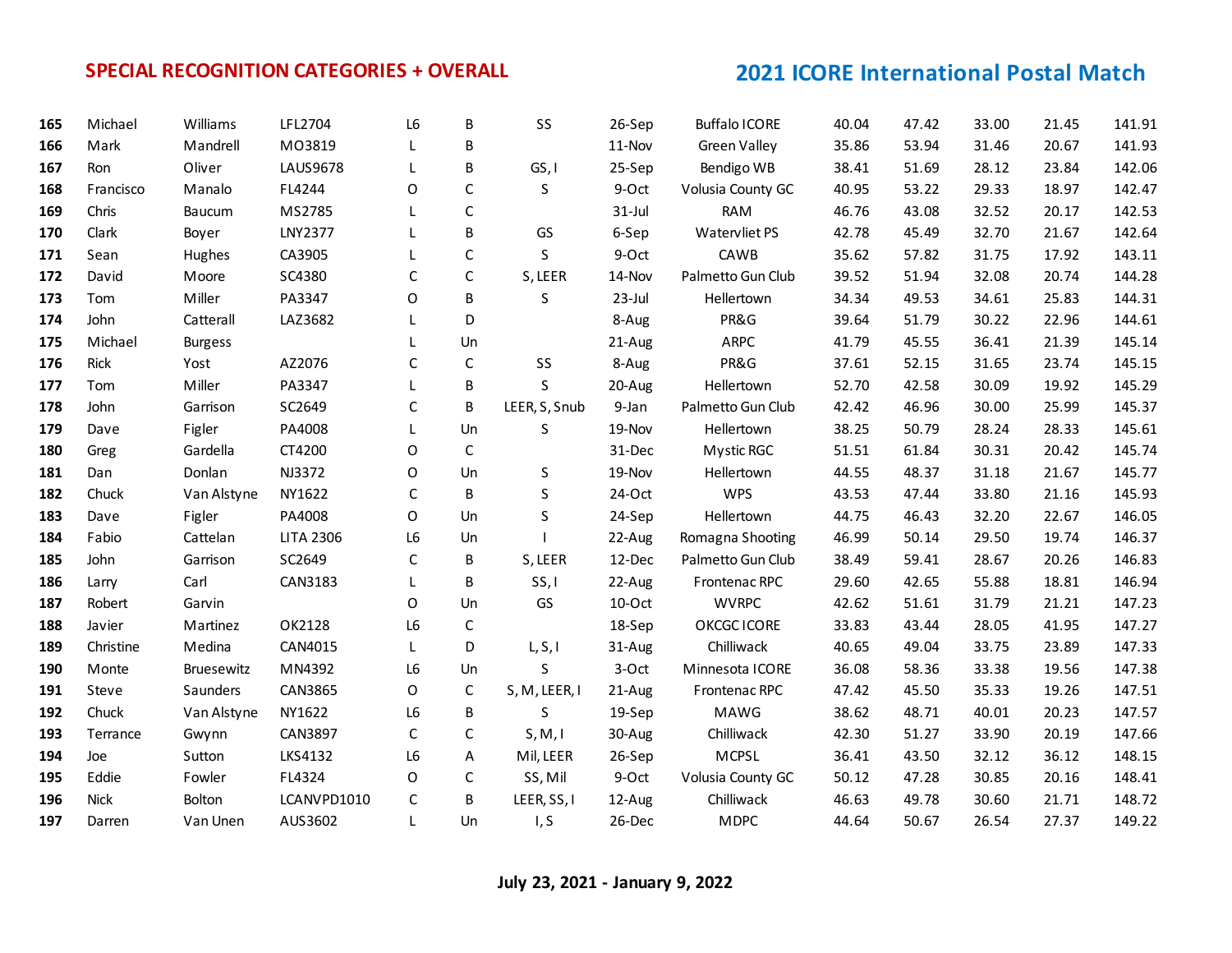## SPECIAL RECOGNITION CATEGORIES + OVERALL

## 2021 ICORE International Postal Match

| | | | | | | | | | | | | | |
|---|---|---|---|---|---|---|---|---|---|---|---|---|---|
| **165** | Michael | Williams | LFL2704 | L6 | B | SS | 26-Sep | Buffalo ICORE | 40.04 | 47.42 | 33.00 | 21.45 | 141.91 |
| **166** | Mark | Mandrell | MO3819 | L | B | | 11-Nov | Green Valley | 35.86 | 53.94 | 31.46 | 20.67 | 141.93 |
| **167** | Ron | Oliver | LAUS9678 | L | B | GS, I | 25-Sep | Bendigo WB | 38.41 | 51.69 | 28.12 | 23.84 | 142.06 |
| **168** | Francisco | Manalo | FL4244 | O | C | S | 9-Oct | Volusia County GC | 40.95 | 53.22 | 29.33 | 18.97 | 142.47 |
| **169** | Chris | Baucum | MS2785 | L | C | | 31-Jul | RAM | 46.76 | 43.08 | 32.52 | 20.17 | 142.53 |
| **170** | Clark | Boyer | LNY2377 | L | B | GS | 6-Sep | Watervliet PS | 42.78 | 45.49 | 32.70 | 21.67 | 142.64 |
| **171** | Sean | Hughes | CA3905 | L | C | S | 9-Oct | CAWB | 35.62 | 57.82 | 31.75 | 17.92 | 143.11 |
| **172** | David | Moore | SC4380 | C | C | S, LEER | 14-Nov | Palmetto Gun Club | 39.52 | 51.94 | 32.08 | 20.74 | 144.28 |
| **173** | Tom | Miller | PA3347 | O | B | S | 23-Jul | Hellertown | 34.34 | 49.53 | 34.61 | 25.83 | 144.31 |
| **174** | John | Catterall | LAZ3682 | L | D | | 8-Aug | PR&G | 39.64 | 51.79 | 30.22 | 22.96 | 144.61 |
| **175** | Michael | Burgess | | L | Un | | 21-Aug | ARPC | 41.79 | 45.55 | 36.41 | 21.39 | 145.14 |
| **176** | Rick | Yost | AZ2076 | C | C | SS | 8-Aug | PR&G | 37.61 | 52.15 | 31.65 | 23.74 | 145.15 |
| **177** | Tom | Miller | PA3347 | L | B | S | 20-Aug | Hellertown | 52.70 | 42.58 | 30.09 | 19.92 | 145.29 |
| **178** | John | Garrison | SC2649 | C | B | LEER, S, Snub | 9-Jan | Palmetto Gun Club | 42.42 | 46.96 | 30.00 | 25.99 | 145.37 |
| **179** | Dave | Figler | PA4008 | L | Un | S | 19-Nov | Hellertown | 38.25 | 50.79 | 28.24 | 28.33 | 145.61 |
| **180** | Greg | Gardella | CT4200 | O | C | | 31-Dec | Mystic RGC | 51.51 | 61.84 | 30.31 | 20.42 | 145.74 |
| **181** | Dan | Donlan | NJ3372 | O | Un | S | 19-Nov | Hellertown | 44.55 | 48.37 | 31.18 | 21.67 | 145.77 |
| **182** | Chuck | Van Alstyne | NY1622 | C | B | S | 24-Oct | WPS | 43.53 | 47.44 | 33.80 | 21.16 | 145.93 |
| **183** | Dave | Figler | PA4008 | O | Un | S | 24-Sep | Hellertown | 44.75 | 46.43 | 32.20 | 22.67 | 146.05 |
| **184** | Fabio | Cattelan | LITA 2306 | L6 | Un | I | 22-Aug | Romagna Shooting | 46.99 | 50.14 | 29.50 | 19.74 | 146.37 |
| **185** | John | Garrison | SC2649 | C | B | S, LEER | 12-Dec | Palmetto Gun Club | 38.49 | 59.41 | 28.67 | 20.26 | 146.83 |
| **186** | Larry | Carl | CAN3183 | L | B | SS, I | 22-Aug | Frontenac RPC | 29.60 | 42.65 | 55.88 | 18.81 | 146.94 |
| **187** | Robert | Garvin | | O | Un | GS | 10-Oct | WVRPC | 42.62 | 51.61 | 31.79 | 21.21 | 147.23 |
| **188** | Javier | Martinez | OK2128 | L6 | C | | 18-Sep | OKCGC ICORE | 33.83 | 43.44 | 28.05 | 41.95 | 147.27 |
| **189** | Christine | Medina | CAN4015 | L | D | L, S, I | 31-Aug | Chilliwack | 40.65 | 49.04 | 33.75 | 23.89 | 147.33 |
| **190** | Monte | Bruesewitz | MN4392 | L6 | Un | S | 3-Oct | Minnesota ICORE | 36.08 | 58.36 | 33.38 | 19.56 | 147.38 |
| **191** | Steve | Saunders | CAN3865 | O | C | S, M, LEER, I | 21-Aug | Frontenac RPC | 47.42 | 45.50 | 35.33 | 19.26 | 147.51 |
| **192** | Chuck | Van Alstyne | NY1622 | L6 | B | S | 19-Sep | MAWG | 38.62 | 48.71 | 40.01 | 20.23 | 147.57 |
| **193** | Terrance | Gwynn | CAN3897 | C | C | S, M, I | 30-Aug | Chilliwack | 42.30 | 51.27 | 33.90 | 20.19 | 147.66 |
| **194** | Joe | Sutton | LKS4132 | L6 | A | Mil, LEER | 26-Sep | MCPSL | 36.41 | 43.50 | 32.12 | 36.12 | 148.15 |
| **195** | Eddie | Fowler | FL4324 | O | C | SS, Mil | 9-Oct | Volusia County GC | 50.12 | 47.28 | 30.85 | 20.16 | 148.41 |
| **196** | Nick | Bolton | LCANVPD1010 | C | B | LEER, SS, I | 12-Aug | Chilliwack | 46.63 | 49.78 | 30.60 | 21.71 | 148.72 |
| **197** | Darren | Van Unen | AUS3602 | L | Un | I, S | 26-Dec | MDPC | 44.64 | 50.67 | 26.54 | 27.37 | 149.22 |

**July 23, 2021 - January 9, 2022**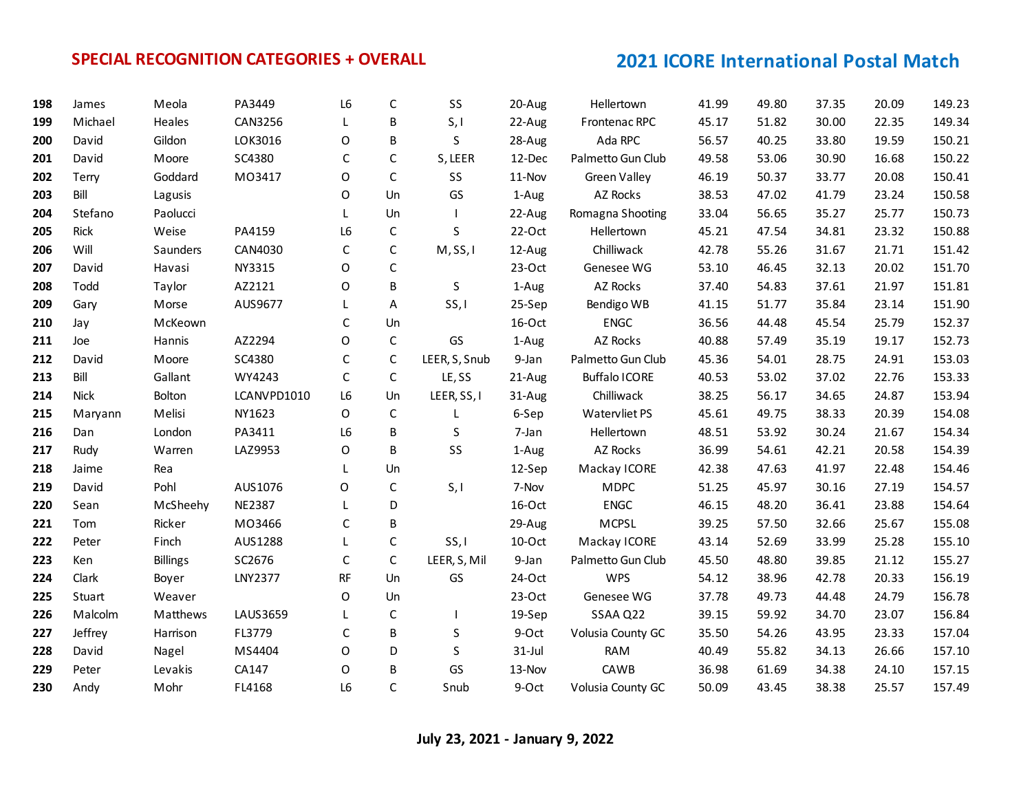**SPECIAL RECOGNITION CATEGORIES + OVERALL**

## 2021 ICORE International Postal Match

| | | | | | | | | | | | | | |
|---|---|---|---|---|---|---|---|---|---|---|---|---|---|
| **198** | James | Meola | PA3449 | L6 | C | SS | 20-Aug | Hellertown | 41.99 | 49.80 | 37.35 | 20.09 | 149.23 |
| **199** | Michael | Heales | CAN3256 | L | B | S, I | 22-Aug | Frontenac RPC | 45.17 | 51.82 | 30.00 | 22.35 | 149.34 |
| **200** | David | Gildon | LOK3016 | O | B | S | 28-Aug | Ada RPC | 56.57 | 40.25 | 33.80 | 19.59 | 150.21 |
| **201** | David | Moore | SC4380 | C | C | S, LEER | 12-Dec | Palmetto Gun Club | 49.58 | 53.06 | 30.90 | 16.68 | 150.22 |
| **202** | Terry | Goddard | MO3417 | O | C | SS | 11-Nov | Green Valley | 46.19 | 50.37 | 33.77 | 20.08 | 150.41 |
| **203** | Bill | Lagusis | | O | Un | GS | 1-Aug | AZ Rocks | 38.53 | 47.02 | 41.79 | 23.24 | 150.58 |
| **204** | Stefano | Paolucci | | L | Un | I | 22-Aug | Romagna Shooting | 33.04 | 56.65 | 35.27 | 25.77 | 150.73 |
| **205** | Rick | Weise | PA4159 | L6 | C | S | 22-Oct | Hellertown | 45.21 | 47.54 | 34.81 | 23.32 | 150.88 |
| **206** | Will | Saunders | CAN4030 | C | C | M, SS, I | 12-Aug | Chilliwack | 42.78 | 55.26 | 31.67 | 21.71 | 151.42 |
| **207** | David | Havasi | NY3315 | O | C | | 23-Oct | Genesee WG | 53.10 | 46.45 | 32.13 | 20.02 | 151.70 |
| **208** | Todd | Taylor | AZ2121 | O | B | S | 1-Aug | AZ Rocks | 37.40 | 54.83 | 37.61 | 21.97 | 151.81 |
| **209** | Gary | Morse | AUS9677 | L | A | SS, I | 25-Sep | Bendigo WB | 41.15 | 51.77 | 35.84 | 23.14 | 151.90 |
| **210** | Jay | McKeown | | C | Un | | 16-Oct | ENGC | 36.56 | 44.48 | 45.54 | 25.79 | 152.37 |
| **211** | Joe | Hannis | AZ2294 | O | C | GS | 1-Aug | AZ Rocks | 40.88 | 57.49 | 35.19 | 19.17 | 152.73 |
| **212** | David | Moore | SC4380 | C | C | LEER, S, Snub | 9-Jan | Palmetto Gun Club | 45.36 | 54.01 | 28.75 | 24.91 | 153.03 |
| **213** | Bill | Gallant | WY4243 | C | C | LE, SS | 21-Aug | Buffalo ICORE | 40.53 | 53.02 | 37.02 | 22.76 | 153.33 |
| **214** | Nick | Bolton | LCANVPD1010 | L6 | Un | LEER, SS, I | 31-Aug | Chilliwack | 38.25 | 56.17 | 34.65 | 24.87 | 153.94 |
| **215** | Maryann | Melisi | NY1623 | O | C | L | 6-Sep | Watervliet PS | 45.61 | 49.75 | 38.33 | 20.39 | 154.08 |
| **216** | Dan | London | PA3411 | L6 | B | S | 7-Jan | Hellertown | 48.51 | 53.92 | 30.24 | 21.67 | 154.34 |
| **217** | Rudy | Warren | LAZ9953 | O | B | SS | 1-Aug | AZ Rocks | 36.99 | 54.61 | 42.21 | 20.58 | 154.39 |
| **218** | Jaime | Rea | | L | Un | | 12-Sep | Mackay ICORE | 42.38 | 47.63 | 41.97 | 22.48 | 154.46 |
| **219** | David | Pohl | AUS1076 | O | C | S, I | 7-Nov | MDPC | 51.25 | 45.97 | 30.16 | 27.19 | 154.57 |
| **220** | Sean | McSheehy | NE2387 | L | D | | 16-Oct | ENGC | 46.15 | 48.20 | 36.41 | 23.88 | 154.64 |
| **221** | Tom | Ricker | MO3466 | C | B | | 29-Aug | MCPSL | 39.25 | 57.50 | 32.66 | 25.67 | 155.08 |
| **222** | Peter | Finch | AUS1288 | L | C | SS, I | 10-Oct | Mackay ICORE | 43.14 | 52.69 | 33.99 | 25.28 | 155.10 |
| **223** | Ken | Billings | SC2676 | C | C | LEER, S, Mil | 9-Jan | Palmetto Gun Club | 45.50 | 48.80 | 39.85 | 21.12 | 155.27 |
| **224** | Clark | Boyer | LNY2377 | RF | Un | GS | 24-Oct | WPS | 54.12 | 38.96 | 42.78 | 20.33 | 156.19 |
| **225** | Stuart | Weaver | | O | Un | | 23-Oct | Genesee WG | 37.78 | 49.73 | 44.48 | 24.79 | 156.78 |
| **226** | Malcolm | Matthews | LAUS3659 | L | C | I | 19-Sep | SSAA Q22 | 39.15 | 59.92 | 34.70 | 23.07 | 156.84 |
| **227** | Jeffrey | Harrison | FL3779 | C | B | S | 9-Oct | Volusia County GC | 35.50 | 54.26 | 43.95 | 23.33 | 157.04 |
| **228** | David | Nagel | MS4404 | O | D | S | 31-Jul | RAM | 40.49 | 55.82 | 34.13 | 26.66 | 157.10 |
| **229** | Peter | Levakis | CA147 | O | B | GS | 13-Nov | CAWB | 36.98 | 61.69 | 34.38 | 24.10 | 157.15 |
| **230** | Andy | Mohr | FL4168 | L6 | C | Snub | 9-Oct | Volusia County GC | 50.09 | 43.45 | 38.38 | 25.57 | 157.49 |

**July 23, 2021 - January 9, 2022**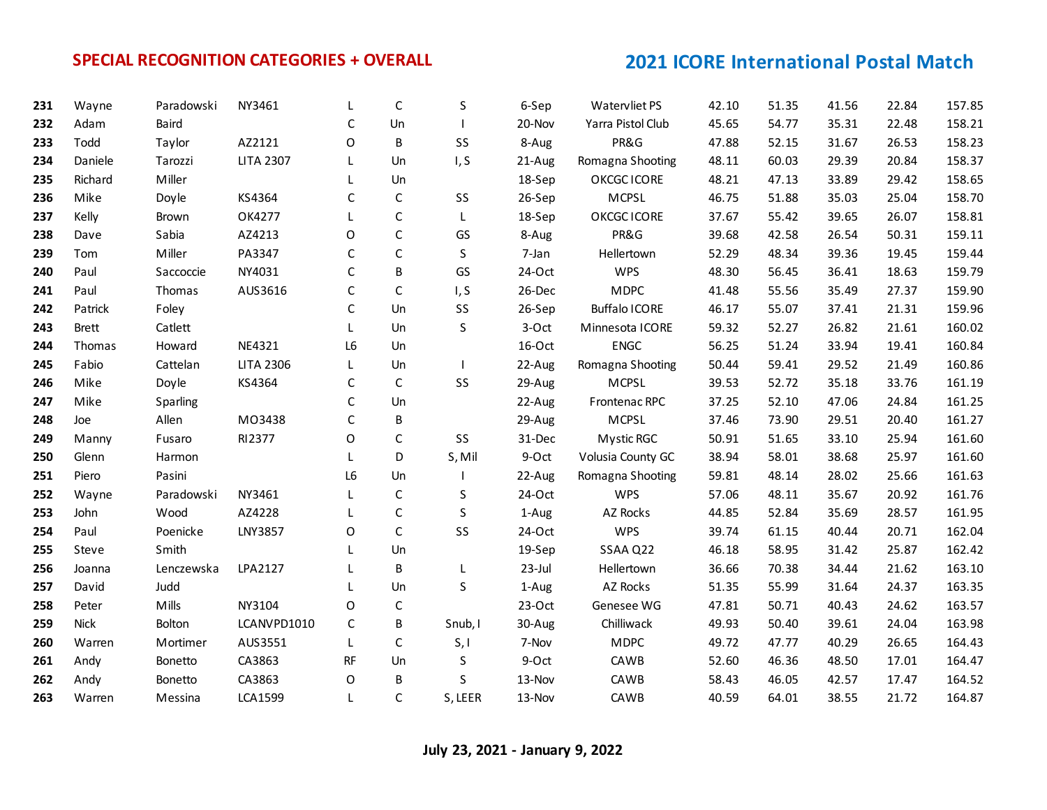## SPECIAL RECOGNITION CATEGORIES + OVERALL

## 2021 ICORE International Postal Match

| | | | | | | | | | | | | | |
|---|---|---|---|---|---|---|---|---|---|---|---|---|---|
| **231** | Wayne | Paradowski | NY3461 | L | C | S | 6-Sep | Watervliet PS | 42.10 | 51.35 | 41.56 | 22.84 | 157.85 |
| **232** | Adam | Baird | | C | Un | I | 20-Nov | Yarra Pistol Club | 45.65 | 54.77 | 35.31 | 22.48 | 158.21 |
| **233** | Todd | Taylor | AZ2121 | O | B | SS | 8-Aug | PR&G | 47.88 | 52.15 | 31.67 | 26.53 | 158.23 |
| **234** | Daniele | Tarozzi | LITA 2307 | L | Un | I, S | 21-Aug | Romagna Shooting | 48.11 | 60.03 | 29.39 | 20.84 | 158.37 |
| **235** | Richard | Miller | | L | Un | | 18-Sep | OKCGC ICORE | 48.21 | 47.13 | 33.89 | 29.42 | 158.65 |
| **236** | Mike | Doyle | KS4364 | C | C | SS | 26-Sep | MCPSL | 46.75 | 51.88 | 35.03 | 25.04 | 158.70 |
| **237** | Kelly | Brown | OK4277 | L | C | L | 18-Sep | OKCGC ICORE | 37.67 | 55.42 | 39.65 | 26.07 | 158.81 |
| **238** | Dave | Sabia | AZ4213 | O | C | GS | 8-Aug | PR&G | 39.68 | 42.58 | 26.54 | 50.31 | 159.11 |
| **239** | Tom | Miller | PA3347 | C | C | S | 7-Jan | Hellertown | 52.29 | 48.34 | 39.36 | 19.45 | 159.44 |
| **240** | Paul | Saccoccie | NY4031 | C | B | GS | 24-Oct | WPS | 48.30 | 56.45 | 36.41 | 18.63 | 159.79 |
| **241** | Paul | Thomas | AUS3616 | C | C | I, S | 26-Dec | MDPC | 41.48 | 55.56 | 35.49 | 27.37 | 159.90 |
| **242** | Patrick | Foley | | C | Un | SS | 26-Sep | Buffalo ICORE | 46.17 | 55.07 | 37.41 | 21.31 | 159.96 |
| **243** | Brett | Catlett | | L | Un | S | 3-Oct | Minnesota ICORE | 59.32 | 52.27 | 26.82 | 21.61 | 160.02 |
| **244** | Thomas | Howard | NE4321 | L6 | Un | | 16-Oct | ENGC | 56.25 | 51.24 | 33.94 | 19.41 | 160.84 |
| **245** | Fabio | Cattelan | LITA 2306 | L | Un | I | 22-Aug | Romagna Shooting | 50.44 | 59.41 | 29.52 | 21.49 | 160.86 |
| **246** | Mike | Doyle | KS4364 | C | C | SS | 29-Aug | MCPSL | 39.53 | 52.72 | 35.18 | 33.76 | 161.19 |
| **247** | Mike | Sparling | | C | Un | | 22-Aug | Frontenac RPC | 37.25 | 52.10 | 47.06 | 24.84 | 161.25 |
| **248** | Joe | Allen | MO3438 | C | B | | 29-Aug | MCPSL | 37.46 | 73.90 | 29.51 | 20.40 | 161.27 |
| **249** | Manny | Fusaro | RI2377 | O | C | SS | 31-Dec | Mystic RGC | 50.91 | 51.65 | 33.10 | 25.94 | 161.60 |
| **250** | Glenn | Harmon | | L | D | S, Mil | 9-Oct | Volusia County GC | 38.94 | 58.01 | 38.68 | 25.97 | 161.60 |
| **251** | Piero | Pasini | | L6 | Un | I | 22-Aug | Romagna Shooting | 59.81 | 48.14 | 28.02 | 25.66 | 161.63 |
| **252** | Wayne | Paradowski | NY3461 | L | C | S | 24-Oct | WPS | 57.06 | 48.11 | 35.67 | 20.92 | 161.76 |
| **253** | John | Wood | AZ4228 | L | C | S | 1-Aug | AZ Rocks | 44.85 | 52.84 | 35.69 | 28.57 | 161.95 |
| **254** | Paul | Poenicke | LNY3857 | O | C | SS | 24-Oct | WPS | 39.74 | 61.15 | 40.44 | 20.71 | 162.04 |
| **255** | Steve | Smith | | L | Un | | 19-Sep | SSAA Q22 | 46.18 | 58.95 | 31.42 | 25.87 | 162.42 |
| **256** | Joanna | Lenczewska | LPA2127 | L | B | L | 23-Jul | Hellertown | 36.66 | 70.38 | 34.44 | 21.62 | 163.10 |
| **257** | David | Judd | | L | Un | S | 1-Aug | AZ Rocks | 51.35 | 55.99 | 31.64 | 24.37 | 163.35 |
| **258** | Peter | Mills | NY3104 | O | C | | 23-Oct | Genesee WG | 47.81 | 50.71 | 40.43 | 24.62 | 163.57 |
| **259** | Nick | Bolton | LCANVPD1010 | C | B | Snub, I | 30-Aug | Chilliwack | 49.93 | 50.40 | 39.61 | 24.04 | 163.98 |
| **260** | Warren | Mortimer | AUS3551 | L | C | S, I | 7-Nov | MDPC | 49.72 | 47.77 | 40.29 | 26.65 | 164.43 |
| **261** | Andy | Bonetto | CA3863 | RF | Un | S | 9-Oct | CAWB | 52.60 | 46.36 | 48.50 | 17.01 | 164.47 |
| **262** | Andy | Bonetto | CA3863 | O | B | S | 13-Nov | CAWB | 58.43 | 46.05 | 42.57 | 17.47 | 164.52 |
| **263** | Warren | Messina | LCA1599 | L | C | S, LEER | 13-Nov | CAWB | 40.59 | 64.01 | 38.55 | 21.72 | 164.87 |

**July 23, 2021 - January 9, 2022**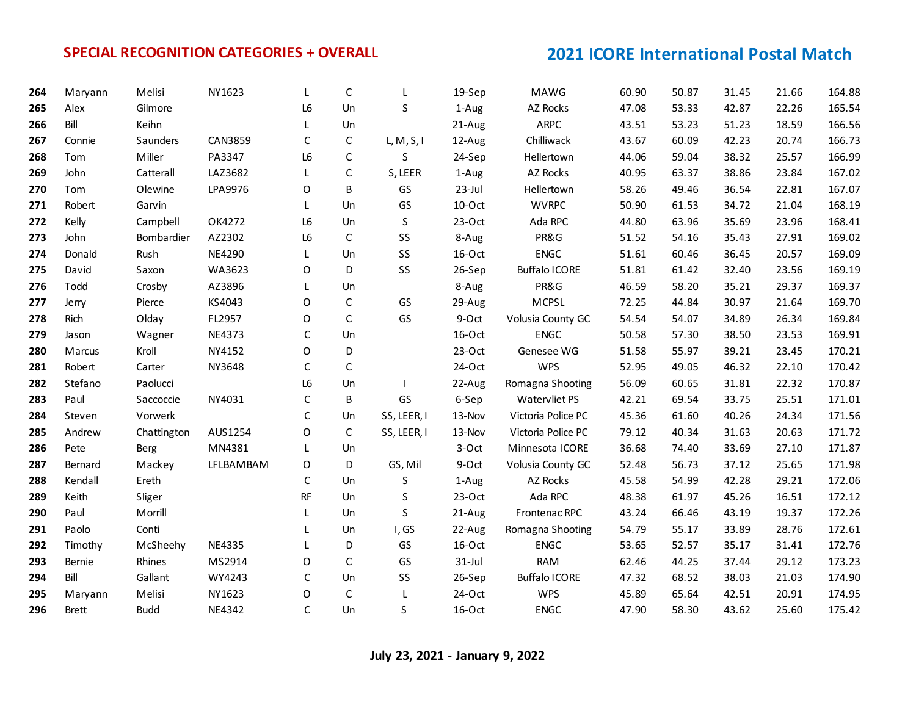## SPECIAL RECOGNITION CATEGORIES + OVERALL

## 2021 ICORE International Postal Match

| | | | | | | | | | | | | | |
|---|---|---|---|---|---|---|---|---|---|---|---|---|---|
| **264** | Maryann | Melisi | NY1623 | L | C | L | 19-Sep | MAWG | 60.90 | 50.87 | 31.45 | 21.66 | 164.88 |
| **265** | Alex | Gilmore | | L6 | Un | S | 1-Aug | AZ Rocks | 47.08 | 53.33 | 42.87 | 22.26 | 165.54 |
| **266** | Bill | Keihn | | L | Un | | 21-Aug | ARPC | 43.51 | 53.23 | 51.23 | 18.59 | 166.56 |
| **267** | Connie | Saunders | CAN3859 | C | C | L, M, S, I | 12-Aug | Chilliwack | 43.67 | 60.09 | 42.23 | 20.74 | 166.73 |
| **268** | Tom | Miller | PA3347 | L6 | C | S | 24-Sep | Hellertown | 44.06 | 59.04 | 38.32 | 25.57 | 166.99 |
| **269** | John | Catterall | LAZ3682 | L | C | S, LEER | 1-Aug | AZ Rocks | 40.95 | 63.37 | 38.86 | 23.84 | 167.02 |
| **270** | Tom | Olewine | LPA9976 | O | B | GS | 23-Jul | Hellertown | 58.26 | 49.46 | 36.54 | 22.81 | 167.07 |
| **271** | Robert | Garvin | | L | Un | GS | 10-Oct | WVRPC | 50.90 | 61.53 | 34.72 | 21.04 | 168.19 |
| **272** | Kelly | Campbell | OK4272 | L6 | Un | S | 23-Oct | Ada RPC | 44.80 | 63.96 | 35.69 | 23.96 | 168.41 |
| **273** | John | Bombardier | AZ2302 | L6 | C | SS | 8-Aug | PR&G | 51.52 | 54.16 | 35.43 | 27.91 | 169.02 |
| **274** | Donald | Rush | NE4290 | L | Un | SS | 16-Oct | ENGC | 51.61 | 60.46 | 36.45 | 20.57 | 169.09 |
| **275** | David | Saxon | WA3623 | O | D | SS | 26-Sep | Buffalo ICORE | 51.81 | 61.42 | 32.40 | 23.56 | 169.19 |
| **276** | Todd | Crosby | AZ3896 | L | Un | | 8-Aug | PR&G | 46.59 | 58.20 | 35.21 | 29.37 | 169.37 |
| **277** | Jerry | Pierce | KS4043 | O | C | GS | 29-Aug | MCPSL | 72.25 | 44.84 | 30.97 | 21.64 | 169.70 |
| **278** | Rich | Olday | FL2957 | O | C | GS | 9-Oct | Volusia County GC | 54.54 | 54.07 | 34.89 | 26.34 | 169.84 |
| **279** | Jason | Wagner | NE4373 | C | Un | | 16-Oct | ENGC | 50.58 | 57.30 | 38.50 | 23.53 | 169.91 |
| **280** | Marcus | Kroll | NY4152 | O | D | | 23-Oct | Genesee WG | 51.58 | 55.97 | 39.21 | 23.45 | 170.21 |
| **281** | Robert | Carter | NY3648 | C | C | | 24-Oct | WPS | 52.95 | 49.05 | 46.32 | 22.10 | 170.42 |
| **282** | Stefano | Paolucci | | L6 | Un | I | 22-Aug | Romagna Shooting | 56.09 | 60.65 | 31.81 | 22.32 | 170.87 |
| **283** | Paul | Saccoccie | NY4031 | C | B | GS | 6-Sep | Watervliet PS | 42.21 | 69.54 | 33.75 | 25.51 | 171.01 |
| **284** | Steven | Vorwerk | | C | Un | SS, LEER, I | 13-Nov | Victoria Police PC | 45.36 | 61.60 | 40.26 | 24.34 | 171.56 |
| **285** | Andrew | Chattington | AUS1254 | O | C | SS, LEER, I | 13-Nov | Victoria Police PC | 79.12 | 40.34 | 31.63 | 20.63 | 171.72 |
| **286** | Pete | Berg | MN4381 | L | Un | | 3-Oct | Minnesota ICORE | 36.68 | 74.40 | 33.69 | 27.10 | 171.87 |
| **287** | Bernard | Mackey | LFLBAMBAM | O | D | GS, Mil | 9-Oct | Volusia County GC | 52.48 | 56.73 | 37.12 | 25.65 | 171.98 |
| **288** | Kendall | Ereth | | C | Un | S | 1-Aug | AZ Rocks | 45.58 | 54.99 | 42.28 | 29.21 | 172.06 |
| **289** | Keith | Sliger | | RF | Un | S | 23-Oct | Ada RPC | 48.38 | 61.97 | 45.26 | 16.51 | 172.12 |
| **290** | Paul | Morrill | | L | Un | S | 21-Aug | Frontenac RPC | 43.24 | 66.46 | 43.19 | 19.37 | 172.26 |
| **291** | Paolo | Conti | | L | Un | I, GS | 22-Aug | Romagna Shooting | 54.79 | 55.17 | 33.89 | 28.76 | 172.61 |
| **292** | Timothy | McSheehy | NE4335 | L | D | GS | 16-Oct | ENGC | 53.65 | 52.57 | 35.17 | 31.41 | 172.76 |
| **293** | Bernie | Rhines | MS2914 | O | C | GS | 31-Jul | RAM | 62.46 | 44.25 | 37.44 | 29.12 | 173.23 |
| **294** | Bill | Gallant | WY4243 | C | Un | SS | 26-Sep | Buffalo ICORE | 47.32 | 68.52 | 38.03 | 21.03 | 174.90 |
| **295** | Maryann | Melisi | NY1623 | O | C | L | 24-Oct | WPS | 45.89 | 65.64 | 42.51 | 20.91 | 174.95 |
| **296** | Brett | Budd | NE4342 | C | Un | S | 16-Oct | ENGC | 47.90 | 58.30 | 43.62 | 25.60 | 175.42 |

**July 23, 2021 - January 9, 2022**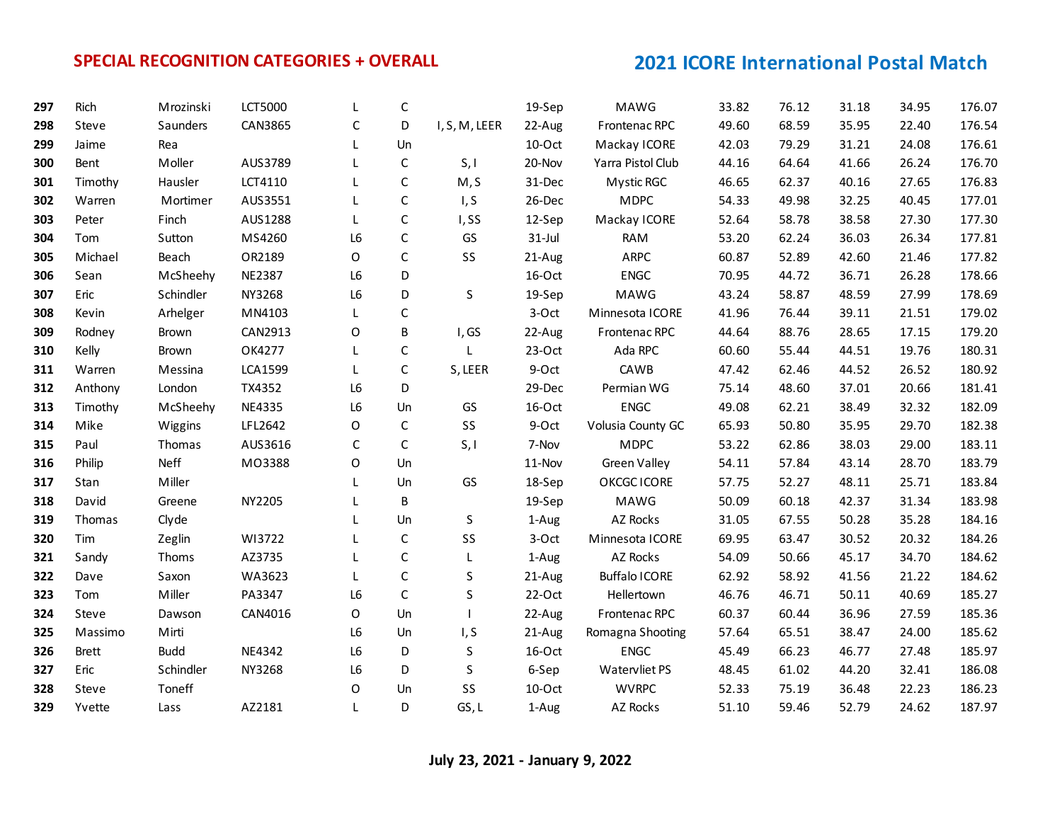**SPECIAL RECOGNITION CATEGORIES + OVERALL**

## 2021 ICORE International Postal Match

| | | | | | | | | | | | | | |
|---|---|---|---|---|---|---|---|---|---|---|---|---|---|
| 297 | Rich | Mrozinski | LCT5000 | L | C | | 19-Sep | MAWG | 33.82 | 76.12 | 31.18 | 34.95 | 176.07 |
| 298 | Steve | Saunders | CAN3865 | C | D | I, S, M, LEER | 22-Aug | Frontenac RPC | 49.60 | 68.59 | 35.95 | 22.40 | 176.54 |
| 299 | Jaime | Rea | | L | Un | | 10-Oct | Mackay ICORE | 42.03 | 79.29 | 31.21 | 24.08 | 176.61 |
| 300 | Bent | Moller | AUS3789 | L | C | S, I | 20-Nov | Yarra Pistol Club | 44.16 | 64.64 | 41.66 | 26.24 | 176.70 |
| 301 | Timothy | Hausler | LCT4110 | L | C | M, S | 31-Dec | Mystic RGC | 46.65 | 62.37 | 40.16 | 27.65 | 176.83 |
| 302 | Warren | Mortimer | AUS3551 | L | C | I, S | 26-Dec | MDPC | 54.33 | 49.98 | 32.25 | 40.45 | 177.01 |
| 303 | Peter | Finch | AUS1288 | L | C | I, SS | 12-Sep | Mackay ICORE | 52.64 | 58.78 | 38.58 | 27.30 | 177.30 |
| 304 | Tom | Sutton | MS4260 | L6 | C | GS | 31-Jul | RAM | 53.20 | 62.24 | 36.03 | 26.34 | 177.81 |
| 305 | Michael | Beach | OR2189 | O | C | SS | 21-Aug | ARPC | 60.87 | 52.89 | 42.60 | 21.46 | 177.82 |
| 306 | Sean | McSheehy | NE2387 | L6 | D | | 16-Oct | ENGC | 70.95 | 44.72 | 36.71 | 26.28 | 178.66 |
| 307 | Eric | Schindler | NY3268 | L6 | D | S | 19-Sep | MAWG | 43.24 | 58.87 | 48.59 | 27.99 | 178.69 |
| 308 | Kevin | Arhelger | MN4103 | L | C | | 3-Oct | Minnesota ICORE | 41.96 | 76.44 | 39.11 | 21.51 | 179.02 |
| 309 | Rodney | Brown | CAN2913 | O | B | I, GS | 22-Aug | Frontenac RPC | 44.64 | 88.76 | 28.65 | 17.15 | 179.20 |
| 310 | Kelly | Brown | OK4277 | L | C | L | 23-Oct | Ada RPC | 60.60 | 55.44 | 44.51 | 19.76 | 180.31 |
| 311 | Warren | Messina | LCA1599 | L | C | S, LEER | 9-Oct | CAWB | 47.42 | 62.46 | 44.52 | 26.52 | 180.92 |
| 312 | Anthony | London | TX4352 | L6 | D | | 29-Dec | Permian WG | 75.14 | 48.60 | 37.01 | 20.66 | 181.41 |
| 313 | Timothy | McSheehy | NE4335 | L6 | Un | GS | 16-Oct | ENGC | 49.08 | 62.21 | 38.49 | 32.32 | 182.09 |
| 314 | Mike | Wiggins | LFL2642 | O | C | SS | 9-Oct | Volusia County GC | 65.93 | 50.80 | 35.95 | 29.70 | 182.38 |
| 315 | Paul | Thomas | AUS3616 | C | C | S, I | 7-Nov | MDPC | 53.22 | 62.86 | 38.03 | 29.00 | 183.11 |
| 316 | Philip | Neff | MO3388 | O | Un | | 11-Nov | Green Valley | 54.11 | 57.84 | 43.14 | 28.70 | 183.79 |
| 317 | Stan | Miller | | L | Un | GS | 18-Sep | OKCGC ICORE | 57.75 | 52.27 | 48.11 | 25.71 | 183.84 |
| 318 | David | Greene | NY2205 | L | B | | 19-Sep | MAWG | 50.09 | 60.18 | 42.37 | 31.34 | 183.98 |
| 319 | Thomas | Clyde | | L | Un | S | 1-Aug | AZ Rocks | 31.05 | 67.55 | 50.28 | 35.28 | 184.16 |
| 320 | Tim | Zeglin | WI3722 | L | C | SS | 3-Oct | Minnesota ICORE | 69.95 | 63.47 | 30.52 | 20.32 | 184.26 |
| 321 | Sandy | Thoms | AZ3735 | L | C | L | 1-Aug | AZ Rocks | 54.09 | 50.66 | 45.17 | 34.70 | 184.62 |
| 322 | Dave | Saxon | WA3623 | L | C | S | 21-Aug | Buffalo ICORE | 62.92 | 58.92 | 41.56 | 21.22 | 184.62 |
| 323 | Tom | Miller | PA3347 | L6 | C | S | 22-Oct | Hellertown | 46.76 | 46.71 | 50.11 | 40.69 | 185.27 |
| 324 | Steve | Dawson | CAN4016 | O | Un | I | 22-Aug | Frontenac RPC | 60.37 | 60.44 | 36.96 | 27.59 | 185.36 |
| 325 | Massimo | Mirti | | L6 | Un | I, S | 21-Aug | Romagna Shooting | 57.64 | 65.51 | 38.47 | 24.00 | 185.62 |
| 326 | Brett | Budd | NE4342 | L6 | D | S | 16-Oct | ENGC | 45.49 | 66.23 | 46.77 | 27.48 | 185.97 |
| 327 | Eric | Schindler | NY3268 | L6 | D | S | 6-Sep | Watervliet PS | 48.45 | 61.02 | 44.20 | 32.41 | 186.08 |
| 328 | Steve | Toneff | | O | Un | SS | 10-Oct | WVRPC | 52.33 | 75.19 | 36.48 | 22.23 | 186.23 |
| 329 | Yvette | Lass | AZ2181 | L | D | GS, L | 1-Aug | AZ Rocks | 51.10 | 59.46 | 52.79 | 24.62 | 187.97 |

**July 23, 2021 - January 9, 2022**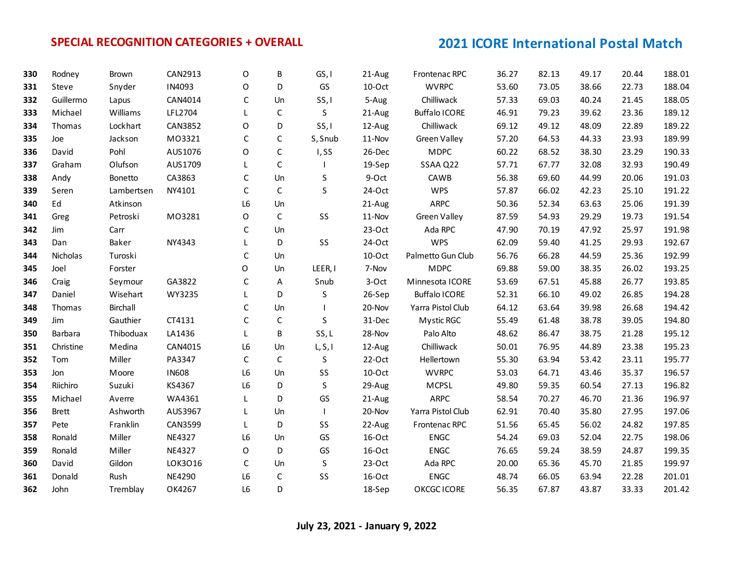**SPECIAL RECOGNITION CATEGORIES + OVERALL**

**2021 ICORE International Postal Match**

| | | | | | | | | | | | | | |
|---|---|---|---|---|---|---|---|---|---|---|---|---|---|
| **330** | Rodney | Brown | CAN2913 | O | B | GS, I | 21-Aug | Frontenac RPC | 36.27 | 82.13 | 49.17 | 20.44 | 188.01 |
| **331** | Steve | Snyder | IN4093 | O | D | GS | 10-Oct | WVRPC | 53.60 | 73.05 | 38.66 | 22.73 | 188.04 |
| **332** | Guillermo | Lapus | CAN4014 | C | Un | SS, I | 5-Aug | Chilliwack | 57.33 | 69.03 | 40.24 | 21.45 | 188.05 |
| **333** | Michael | Williams | LFL2704 | L | C | S | 21-Aug | Buffalo ICORE | 46.91 | 79.23 | 39.62 | 23.36 | 189.12 |
| **334** | Thomas | Lockhart | CAN3852 | O | D | SS, I | 12-Aug | Chilliwack | 69.12 | 49.12 | 48.09 | 22.89 | 189.22 |
| **335** | Joe | Jackson | MO3321 | C | C | S, Snub | 11-Nov | Green Valley | 57.20 | 64.53 | 44.33 | 23.93 | 189.99 |
| **336** | David | Pohl | AUS1076 | O | C | I, SS | 26-Dec | MDPC | 60.22 | 68.52 | 38.30 | 23.29 | 190.33 |
| **337** | Graham | Olufson | AUS1709 | L | C | I | 19-Sep | SSAA Q22 | 57.71 | 67.77 | 32.08 | 32.93 | 190.49 |
| **338** | Andy | Bonetto | CA3863 | C | Un | S | 9-Oct | CAWB | 56.38 | 69.60 | 44.99 | 20.06 | 191.03 |
| **339** | Seren | Lambertsen | NY4101 | C | C | S | 24-Oct | WPS | 57.87 | 66.02 | 42.23 | 25.10 | 191.22 |
| **340** | Ed | Atkinson | | L6 | Un | | 21-Aug | ARPC | 50.36 | 52.34 | 63.63 | 25.06 | 191.39 |
| **341** | Greg | Petroski | MO3281 | O | C | SS | 11-Nov | Green Valley | 87.59 | 54.93 | 29.29 | 19.73 | 191.54 |
| **342** | Jim | Carr | | C | Un | | 23-Oct | Ada RPC | 47.90 | 70.19 | 47.92 | 25.97 | 191.98 |
| **343** | Dan | Baker | NY4343 | L | D | SS | 24-Oct | WPS | 62.09 | 59.40 | 41.25 | 29.93 | 192.67 |
| **344** | Nicholas | Turoski | | C | Un | | 10-Oct | Palmetto Gun Club | 56.76 | 66.28 | 44.59 | 25.36 | 192.99 |
| **345** | Joel | Forster | | O | Un | LEER, I | 7-Nov | MDPC | 69.88 | 59.00 | 38.35 | 26.02 | 193.25 |
| **346** | Craig | Seymour | GA3822 | C | A | Snub | 3-Oct | Minnesota ICORE | 53.69 | 67.51 | 45.88 | 26.77 | 193.85 |
| **347** | Daniel | Wisehart | WY3235 | L | D | S | 26-Sep | Buffalo ICORE | 52.31 | 66.10 | 49.02 | 26.85 | 194.28 |
| **348** | Thomas | Birchall | | C | Un | I | 20-Nov | Yarra Pistol Club | 64.12 | 63.64 | 39.98 | 26.68 | 194.42 |
| **349** | Jim | Gauthier | CT4131 | C | C | S | 31-Dec | Mystic RGC | 55.49 | 61.48 | 38.78 | 39.05 | 194.80 |
| **350** | Barbara | Thiboduax | LA1436 | L | B | SS, L | 28-Nov | Palo Alto | 48.62 | 86.47 | 38.75 | 21.28 | 195.12 |
| **351** | Christine | Medina | CAN4015 | L6 | Un | L, S, I | 12-Aug | Chilliwack | 50.01 | 76.95 | 44.89 | 23.38 | 195.23 |
| **352** | Tom | Miller | PA3347 | C | C | S | 22-Oct | Hellertown | 55.30 | 63.94 | 53.42 | 23.11 | 195.77 |
| **353** | Jon | Moore | IN608 | L6 | Un | SS | 10-Oct | WVRPC | 53.03 | 64.71 | 43.46 | 35.37 | 196.57 |
| **354** | Riichiro | Suzuki | KS4367 | L6 | D | S | 29-Aug | MCPSL | 49.80 | 59.35 | 60.54 | 27.13 | 196.82 |
| **355** | Michael | Averre | WA4361 | L | D | GS | 21-Aug | ARPC | 58.54 | 70.27 | 46.70 | 21.36 | 196.97 |
| **356** | Brett | Ashworth | AUS3967 | L | Un | I | 20-Nov | Yarra Pistol Club | 62.91 | 70.40 | 35.80 | 27.95 | 197.06 |
| **357** | Pete | Franklin | CAN3599 | L | D | SS | 22-Aug | Frontenac RPC | 51.56 | 65.45 | 56.02 | 24.82 | 197.85 |
| **358** | Ronald | Miller | NE4327 | L6 | Un | GS | 16-Oct | ENGC | 54.24 | 69.03 | 52.04 | 22.75 | 198.06 |
| **359** | Ronald | Miller | NE4327 | O | D | GS | 16-Oct | ENGC | 76.65 | 59.24 | 38.59 | 24.87 | 199.35 |
| **360** | David | Gildon | LOK3O16 | C | Un | S | 23-Oct | Ada RPC | 20.00 | 65.36 | 45.70 | 21.85 | 199.97 |
| **361** | Donald | Rush | NE4290 | L6 | C | SS | 16-Oct | ENGC | 48.74 | 66.05 | 63.94 | 22.28 | 201.01 |
| **362** | John | Tremblay | OK4267 | L6 | D | | 18-Sep | OKCGC ICORE | 56.35 | 67.87 | 43.87 | 33.33 | 201.42 |

**July 23, 2021 - January 9, 2022**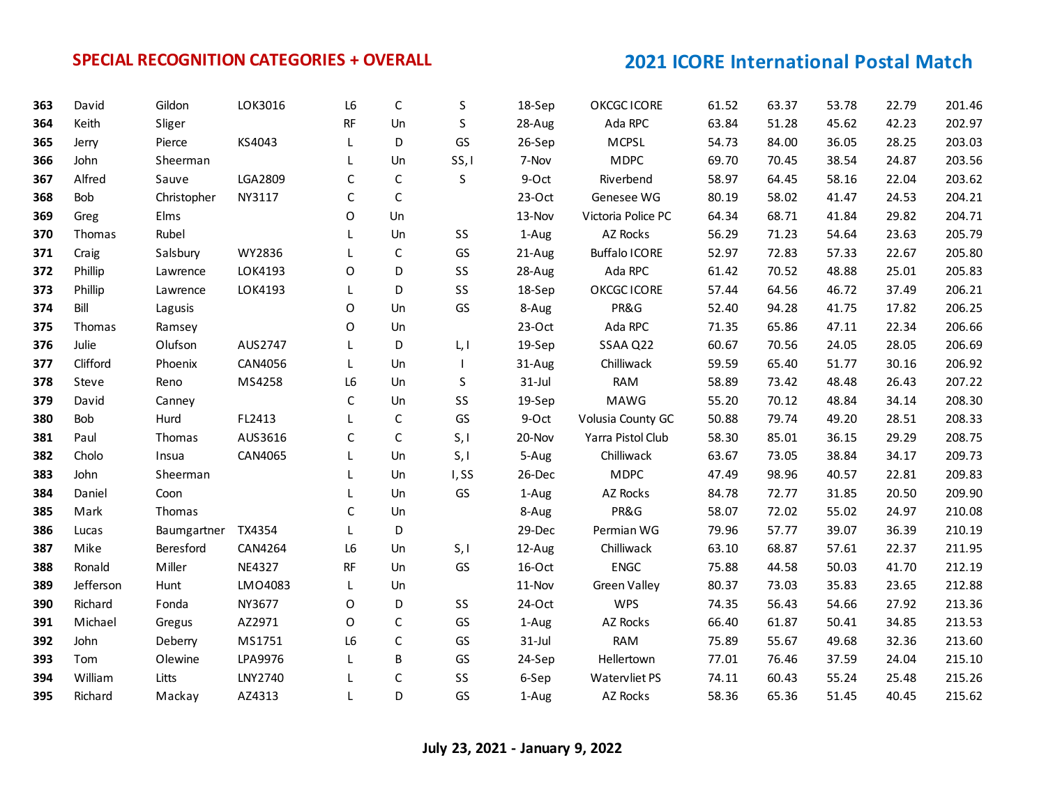## SPECIAL RECOGNITION CATEGORIES + OVERALL

## 2021 ICORE International Postal Match

| | | | | | | | | | | | | | |
|---|---|---|---|---|---|---|---|---|---|---|---|---|---|
| 363 | David | Gildon | LOK3016 | L6 | C | S | 18-Sep | OKCGC ICORE | 61.52 | 63.37 | 53.78 | 22.79 | 201.46 |
| 364 | Keith | Sliger | | RF | Un | S | 28-Aug | Ada RPC | 63.84 | 51.28 | 45.62 | 42.23 | 202.97 |
| 365 | Jerry | Pierce | KS4043 | L | D | GS | 26-Sep | MCPSL | 54.73 | 84.00 | 36.05 | 28.25 | 203.03 |
| 366 | John | Sheerman | | L | Un | SS, I | 7-Nov | MDPC | 69.70 | 70.45 | 38.54 | 24.87 | 203.56 |
| 367 | Alfred | Sauve | LGA2809 | C | C | S | 9-Oct | Riverbend | 58.97 | 64.45 | 58.16 | 22.04 | 203.62 |
| 368 | Bob | Christopher | NY3117 | C | C | | 23-Oct | Genesee WG | 80.19 | 58.02 | 41.47 | 24.53 | 204.21 |
| 369 | Greg | Elms | | O | Un | | 13-Nov | Victoria Police PC | 64.34 | 68.71 | 41.84 | 29.82 | 204.71 |
| 370 | Thomas | Rubel | | L | Un | SS | 1-Aug | AZ Rocks | 56.29 | 71.23 | 54.64 | 23.63 | 205.79 |
| 371 | Craig | Salsbury | WY2836 | L | C | GS | 21-Aug | Buffalo ICORE | 52.97 | 72.83 | 57.33 | 22.67 | 205.80 |
| 372 | Phillip | Lawrence | LOK4193 | O | D | SS | 28-Aug | Ada RPC | 61.42 | 70.52 | 48.88 | 25.01 | 205.83 |
| 373 | Phillip | Lawrence | LOK4193 | L | D | SS | 18-Sep | OKCGC ICORE | 57.44 | 64.56 | 46.72 | 37.49 | 206.21 |
| 374 | Bill | Lagusis | | O | Un | GS | 8-Aug | PR&G | 52.40 | 94.28 | 41.75 | 17.82 | 206.25 |
| 375 | Thomas | Ramsey | | O | Un | | 23-Oct | Ada RPC | 71.35 | 65.86 | 47.11 | 22.34 | 206.66 |
| 376 | Julie | Olufson | AUS2747 | L | D | L, I | 19-Sep | SSAA Q22 | 60.67 | 70.56 | 24.05 | 28.05 | 206.69 |
| 377 | Clifford | Phoenix | CAN4056 | L | Un | I | 31-Aug | Chilliwack | 59.59 | 65.40 | 51.77 | 30.16 | 206.92 |
| 378 | Steve | Reno | MS4258 | L6 | Un | S | 31-Jul | RAM | 58.89 | 73.42 | 48.48 | 26.43 | 207.22 |
| 379 | David | Canney | | C | Un | SS | 19-Sep | MAWG | 55.20 | 70.12 | 48.84 | 34.14 | 208.30 |
| 380 | Bob | Hurd | FL2413 | L | C | GS | 9-Oct | Volusia County GC | 50.88 | 79.74 | 49.20 | 28.51 | 208.33 |
| 381 | Paul | Thomas | AUS3616 | C | C | S, I | 20-Nov | Yarra Pistol Club | 58.30 | 85.01 | 36.15 | 29.29 | 208.75 |
| 382 | Cholo | Insua | CAN4065 | L | Un | S, I | 5-Aug | Chilliwack | 63.67 | 73.05 | 38.84 | 34.17 | 209.73 |
| 383 | John | Sheerman | | L | Un | I, SS | 26-Dec | MDPC | 47.49 | 98.96 | 40.57 | 22.81 | 209.83 |
| 384 | Daniel | Coon | | L | Un | GS | 1-Aug | AZ Rocks | 84.78 | 72.77 | 31.85 | 20.50 | 209.90 |
| 385 | Mark | Thomas | | C | Un | | 8-Aug | PR&G | 58.07 | 72.02 | 55.02 | 24.97 | 210.08 |
| 386 | Lucas | Baumgartner | TX4354 | L | D | | 29-Dec | Permian WG | 79.96 | 57.77 | 39.07 | 36.39 | 210.19 |
| 387 | Mike | Beresford | CAN4264 | L6 | Un | S, I | 12-Aug | Chilliwack | 63.10 | 68.87 | 57.61 | 22.37 | 211.95 |
| 388 | Ronald | Miller | NE4327 | RF | Un | GS | 16-Oct | ENGC | 75.88 | 44.58 | 50.03 | 41.70 | 212.19 |
| 389 | Jefferson | Hunt | LMO4083 | L | Un | | 11-Nov | Green Valley | 80.37 | 73.03 | 35.83 | 23.65 | 212.88 |
| 390 | Richard | Fonda | NY3677 | O | D | SS | 24-Oct | WPS | 74.35 | 56.43 | 54.66 | 27.92 | 213.36 |
| 391 | Michael | Gregus | AZ2971 | O | C | GS | 1-Aug | AZ Rocks | 66.40 | 61.87 | 50.41 | 34.85 | 213.53 |
| 392 | John | Deberry | MS1751 | L6 | C | GS | 31-Jul | RAM | 75.89 | 55.67 | 49.68 | 32.36 | 213.60 |
| 393 | Tom | Olewine | LPA9976 | L | B | GS | 24-Sep | Hellertown | 77.01 | 76.46 | 37.59 | 24.04 | 215.10 |
| 394 | William | Litts | LNY2740 | L | C | SS | 6-Sep | Watervliet PS | 74.11 | 60.43 | 55.24 | 25.48 | 215.26 |
| 395 | Richard | Mackay | AZ4313 | L | D | GS | 1-Aug | AZ Rocks | 58.36 | 65.36 | 51.45 | 40.45 | 215.62 |

**July 23, 2021 - January 9, 2022**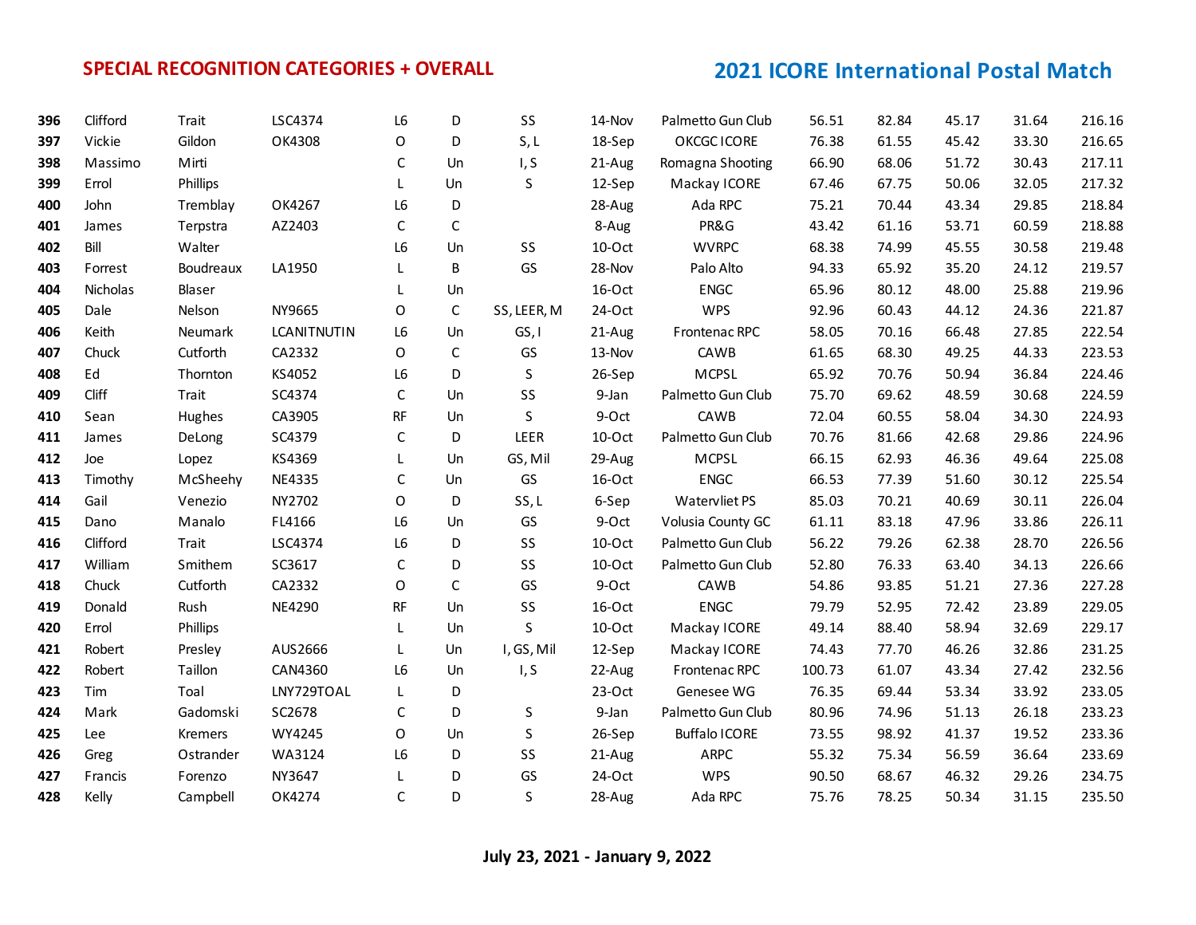**SPECIAL RECOGNITION CATEGORIES + OVERALL**

## 2021 ICORE International Postal Match

| | | | | | | | | | | | | | |
|---|---|---|---|---|---|---|---|---|---|---|---|---|---|
| **396** | Clifford | Trait | LSC4374 | L6 | D | SS | 14-Nov | Palmetto Gun Club | 56.51 | 82.84 | 45.17 | 31.64 | 216.16 |
| **397** | Vickie | Gildon | OK4308 | O | D | S, L | 18-Sep | OKCGC ICORE | 76.38 | 61.55 | 45.42 | 33.30 | 216.65 |
| **398** | Massimo | Mirti | | C | Un | I, S | 21-Aug | Romagna Shooting | 66.90 | 68.06 | 51.72 | 30.43 | 217.11 |
| **399** | Errol | Phillips | | L | Un | S | 12-Sep | Mackay ICORE | 67.46 | 67.75 | 50.06 | 32.05 | 217.32 |
| **400** | John | Tremblay | OK4267 | L6 | D | | 28-Aug | Ada RPC | 75.21 | 70.44 | 43.34 | 29.85 | 218.84 |
| **401** | James | Terpstra | AZ2403 | C | C | | 8-Aug | PR&G | 43.42 | 61.16 | 53.71 | 60.59 | 218.88 |
| **402** | Bill | Walter | | L6 | Un | SS | 10-Oct | WVRPC | 68.38 | 74.99 | 45.55 | 30.58 | 219.48 |
| **403** | Forrest | Boudreaux | LA1950 | L | B | GS | 28-Nov | Palo Alto | 94.33 | 65.92 | 35.20 | 24.12 | 219.57 |
| **404** | Nicholas | Blaser | | L | Un | | 16-Oct | ENGC | 65.96 | 80.12 | 48.00 | 25.88 | 219.96 |
| **405** | Dale | Nelson | NY9665 | O | C | SS, LEER, M | 24-Oct | WPS | 92.96 | 60.43 | 44.12 | 24.36 | 221.87 |
| **406** | Keith | Neumark | LCANITNUTIN | L6 | Un | GS, I | 21-Aug | Frontenac RPC | 58.05 | 70.16 | 66.48 | 27.85 | 222.54 |
| **407** | Chuck | Cutforth | CA2332 | O | C | GS | 13-Nov | CAWB | 61.65 | 68.30 | 49.25 | 44.33 | 223.53 |
| **408** | Ed | Thornton | KS4052 | L6 | D | S | 26-Sep | MCPSL | 65.92 | 70.76 | 50.94 | 36.84 | 224.46 |
| **409** | Cliff | Trait | SC4374 | C | Un | SS | 9-Jan | Palmetto Gun Club | 75.70 | 69.62 | 48.59 | 30.68 | 224.59 |
| **410** | Sean | Hughes | CA3905 | RF | Un | S | 9-Oct | CAWB | 72.04 | 60.55 | 58.04 | 34.30 | 224.93 |
| **411** | James | DeLong | SC4379 | C | D | LEER | 10-Oct | Palmetto Gun Club | 70.76 | 81.66 | 42.68 | 29.86 | 224.96 |
| **412** | Joe | Lopez | KS4369 | L | Un | GS, Mil | 29-Aug | MCPSL | 66.15 | 62.93 | 46.36 | 49.64 | 225.08 |
| **413** | Timothy | McSheehy | NE4335 | C | Un | GS | 16-Oct | ENGC | 66.53 | 77.39 | 51.60 | 30.12 | 225.54 |
| **414** | Gail | Venezio | NY2702 | O | D | SS, L | 6-Sep | Watervliet PS | 85.03 | 70.21 | 40.69 | 30.11 | 226.04 |
| **415** | Dano | Manalo | FL4166 | L6 | Un | GS | 9-Oct | Volusia County GC | 61.11 | 83.18 | 47.96 | 33.86 | 226.11 |
| **416** | Clifford | Trait | LSC4374 | L6 | D | SS | 10-Oct | Palmetto Gun Club | 56.22 | 79.26 | 62.38 | 28.70 | 226.56 |
| **417** | William | Smithem | SC3617 | C | D | SS | 10-Oct | Palmetto Gun Club | 52.80 | 76.33 | 63.40 | 34.13 | 226.66 |
| **418** | Chuck | Cutforth | CA2332 | O | C | GS | 9-Oct | CAWB | 54.86 | 93.85 | 51.21 | 27.36 | 227.28 |
| **419** | Donald | Rush | NE4290 | RF | Un | SS | 16-Oct | ENGC | 79.79 | 52.95 | 72.42 | 23.89 | 229.05 |
| **420** | Errol | Phillips | | L | Un | S | 10-Oct | Mackay ICORE | 49.14 | 88.40 | 58.94 | 32.69 | 229.17 |
| **421** | Robert | Presley | AUS2666 | L | Un | I, GS, Mil | 12-Sep | Mackay ICORE | 74.43 | 77.70 | 46.26 | 32.86 | 231.25 |
| **422** | Robert | Taillon | CAN4360 | L6 | Un | I, S | 22-Aug | Frontenac RPC | 100.73 | 61.07 | 43.34 | 27.42 | 232.56 |
| **423** | Tim | Toal | LNY729TOAL | L | D | | 23-Oct | Genesee WG | 76.35 | 69.44 | 53.34 | 33.92 | 233.05 |
| **424** | Mark | Gadomski | SC2678 | C | D | S | 9-Jan | Palmetto Gun Club | 80.96 | 74.96 | 51.13 | 26.18 | 233.23 |
| **425** | Lee | Kremers | WY4245 | O | Un | S | 26-Sep | Buffalo ICORE | 73.55 | 98.92 | 41.37 | 19.52 | 233.36 |
| **426** | Greg | Ostrander | WA3124 | L6 | D | SS | 21-Aug | ARPC | 55.32 | 75.34 | 56.59 | 36.64 | 233.69 |
| **427** | Francis | Forenzo | NY3647 | L | D | GS | 24-Oct | WPS | 90.50 | 68.67 | 46.32 | 29.26 | 234.75 |
| **428** | Kelly | Campbell | OK4274 | C | D | S | 28-Aug | Ada RPC | 75.76 | 78.25 | 50.34 | 31.15 | 235.50 |

**July 23, 2021 - January 9, 2022**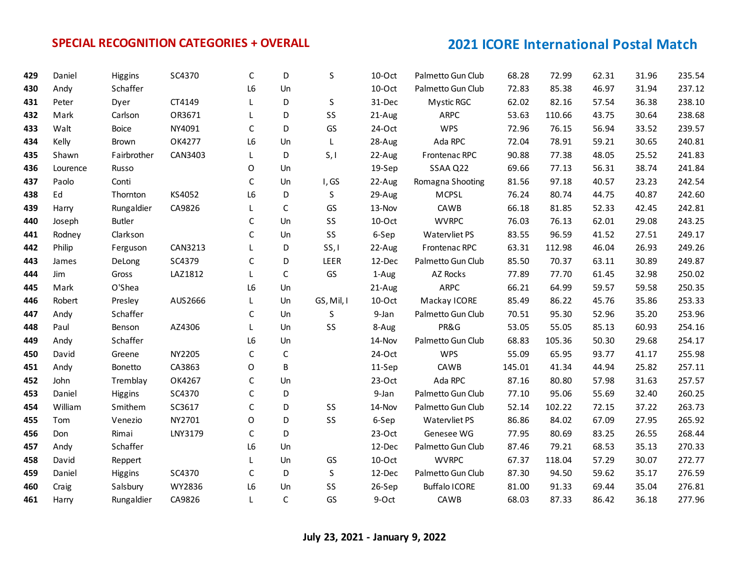SPECIAL RECOGNITION CATEGORIES + OVERALL

## 2021 ICORE International Postal Match

| | | | | | | | | | | | | | |
|---|---|---|---|---|---|---|---|---|---|---|---|---|---|
| 429 | Daniel | Higgins | SC4370 | C | D | S | 10-Oct | Palmetto Gun Club | 68.28 | 72.99 | 62.31 | 31.96 | 235.54 |
| 430 | Andy | Schaffer | | L6 | Un | | 10-Oct | Palmetto Gun Club | 72.83 | 85.38 | 46.97 | 31.94 | 237.12 |
| 431 | Peter | Dyer | CT4149 | L | D | S | 31-Dec | Mystic RGC | 62.02 | 82.16 | 57.54 | 36.38 | 238.10 |
| 432 | Mark | Carlson | OR3671 | L | D | SS | 21-Aug | ARPC | 53.63 | 110.66 | 43.75 | 30.64 | 238.68 |
| 433 | Walt | Boice | NY4091 | C | D | GS | 24-Oct | WPS | 72.96 | 76.15 | 56.94 | 33.52 | 239.57 |
| 434 | Kelly | Brown | OK4277 | L6 | Un | L | 28-Aug | Ada RPC | 72.04 | 78.91 | 59.21 | 30.65 | 240.81 |
| 435 | Shawn | Fairbrother | CAN3403 | L | D | S, I | 22-Aug | Frontenac RPC | 90.88 | 77.38 | 48.05 | 25.52 | 241.83 |
| 436 | Lourence | Russo | | O | Un | | 19-Sep | SSAA Q22 | 69.66 | 77.13 | 56.31 | 38.74 | 241.84 |
| 437 | Paolo | Conti | | C | Un | I, GS | 22-Aug | Romagna Shooting | 81.56 | 97.18 | 40.57 | 23.23 | 242.54 |
| 438 | Ed | Thornton | KS4052 | L6 | D | S | 29-Aug | MCPSL | 76.24 | 80.74 | 44.75 | 40.87 | 242.60 |
| 439 | Harry | Rungaldier | CA9826 | L | C | GS | 13-Nov | CAWB | 66.18 | 81.85 | 52.33 | 42.45 | 242.81 |
| 440 | Joseph | Butler | | C | Un | SS | 10-Oct | WVRPC | 76.03 | 76.13 | 62.01 | 29.08 | 243.25 |
| 441 | Rodney | Clarkson | | C | Un | SS | 6-Sep | Watervliet PS | 83.55 | 96.59 | 41.52 | 27.51 | 249.17 |
| 442 | Philip | Ferguson | CAN3213 | L | D | SS, I | 22-Aug | Frontenac RPC | 63.31 | 112.98 | 46.04 | 26.93 | 249.26 |
| 443 | James | DeLong | SC4379 | C | D | LEER | 12-Dec | Palmetto Gun Club | 85.50 | 70.37 | 63.11 | 30.89 | 249.87 |
| 444 | Jim | Gross | LAZ1812 | L | C | GS | 1-Aug | AZ Rocks | 77.89 | 77.70 | 61.45 | 32.98 | 250.02 |
| 445 | Mark | O'Shea | | L6 | Un | | 21-Aug | ARPC | 66.21 | 64.99 | 59.57 | 59.58 | 250.35 |
| 446 | Robert | Presley | AUS2666 | L | Un | GS, Mil, I | 10-Oct | Mackay ICORE | 85.49 | 86.22 | 45.76 | 35.86 | 253.33 |
| 447 | Andy | Schaffer | | C | Un | S | 9-Jan | Palmetto Gun Club | 70.51 | 95.30 | 52.96 | 35.20 | 253.96 |
| 448 | Paul | Benson | AZ4306 | L | Un | SS | 8-Aug | PR&G | 53.05 | 55.05 | 85.13 | 60.93 | 254.16 |
| 449 | Andy | Schaffer | | L6 | Un | | 14-Nov | Palmetto Gun Club | 68.83 | 105.36 | 50.30 | 29.68 | 254.17 |
| 450 | David | Greene | NY2205 | C | C | | 24-Oct | WPS | 55.09 | 65.95 | 93.77 | 41.17 | 255.98 |
| 451 | Andy | Bonetto | CA3863 | O | B | | 11-Sep | CAWB | 145.01 | 41.34 | 44.94 | 25.82 | 257.11 |
| 452 | John | Tremblay | OK4267 | C | Un | | 23-Oct | Ada RPC | 87.16 | 80.80 | 57.98 | 31.63 | 257.57 |
| 453 | Daniel | Higgins | SC4370 | C | D | | 9-Jan | Palmetto Gun Club | 77.10 | 95.06 | 55.69 | 32.40 | 260.25 |
| 454 | William | Smithem | SC3617 | C | D | SS | 14-Nov | Palmetto Gun Club | 52.14 | 102.22 | 72.15 | 37.22 | 263.73 |
| 455 | Tom | Venezio | NY2701 | O | D | SS | 6-Sep | Watervliet PS | 86.86 | 84.02 | 67.09 | 27.95 | 265.92 |
| 456 | Don | Rimai | LNY3179 | C | D | | 23-Oct | Genesee WG | 77.95 | 80.69 | 83.25 | 26.55 | 268.44 |
| 457 | Andy | Schaffer | | L6 | Un | | 12-Dec | Palmetto Gun Club | 87.46 | 79.21 | 68.53 | 35.13 | 270.33 |
| 458 | David | Reppert | | L | Un | GS | 10-Oct | WVRPC | 67.37 | 118.04 | 57.29 | 30.07 | 272.77 |
| 459 | Daniel | Higgins | SC4370 | C | D | S | 12-Dec | Palmetto Gun Club | 87.30 | 94.50 | 59.62 | 35.17 | 276.59 |
| 460 | Craig | Salsbury | WY2836 | L6 | Un | SS | 26-Sep | Buffalo ICORE | 81.00 | 91.33 | 69.44 | 35.04 | 276.81 |
| 461 | Harry | Rungaldier | CA9826 | L | C | GS | 9-Oct | CAWB | 68.03 | 87.33 | 86.42 | 36.18 | 277.96 |

**July 23, 2021 - January 9, 2022**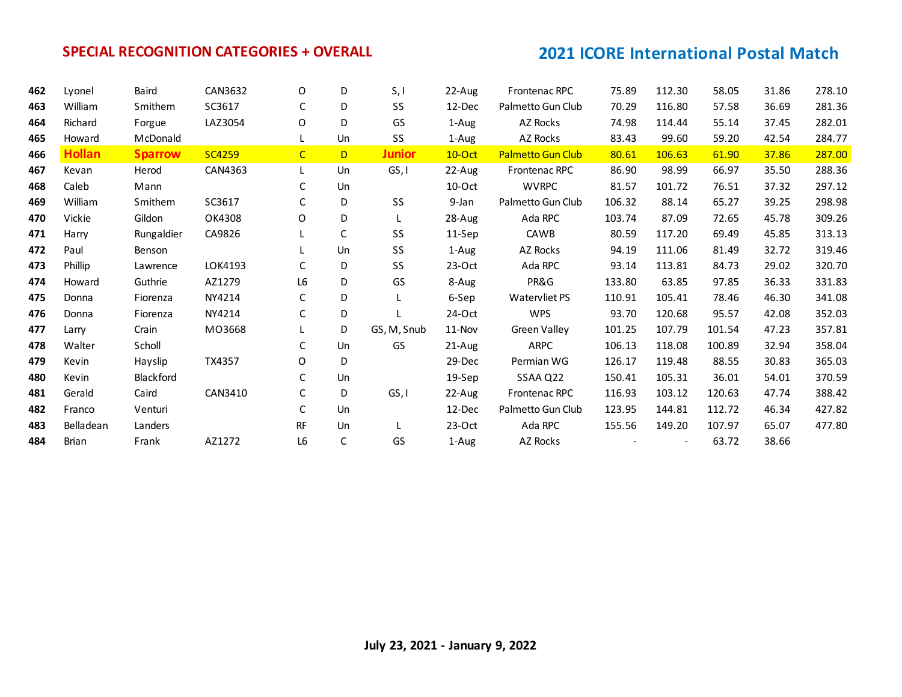**SPECIAL RECOGNITION CATEGORIES + OVERALL**

## 2021 ICORE International Postal Match

| | | | | | | | | | | | | | |
|---|---|---|---|---|---|---|---|---|---|---|---|---|---|
| **462** | Lyonel | Baird | CAN3632 | O | D | S, I | 22-Aug | Frontenac RPC | 75.89 | 112.30 | 58.05 | 31.86 | 278.10 |
| **463** | William | Smithem | SC3617 | C | D | SS | 12-Dec | Palmetto Gun Club | 70.29 | 116.80 | 57.58 | 36.69 | 281.36 |
| **464** | Richard | Forgue | LAZ3054 | O | D | GS | 1-Aug | AZ Rocks | 74.98 | 114.44 | 55.14 | 37.45 | 282.01 |
| **465** | Howard | McDonald | | L | Un | SS | 1-Aug | AZ Rocks | 83.43 | 99.60 | 59.20 | 42.54 | 284.77 |
| **466** | **Hollan** | **Sparrow** | SC4259 | C | D | **Junior** | 10-Oct | Palmetto Gun Club | 80.61 | 106.63 | 61.90 | 37.86 | 287.00 |
| **467** | Kevan | Herod | CAN4363 | L | Un | GS, I | 22-Aug | Frontenac RPC | 86.90 | 98.99 | 66.97 | 35.50 | 288.36 |
| **468** | Caleb | Mann | | C | Un | | 10-Oct | WVRPC | 81.57 | 101.72 | 76.51 | 37.32 | 297.12 |
| **469** | William | Smithem | SC3617 | C | D | SS | 9-Jan | Palmetto Gun Club | 106.32 | 88.14 | 65.27 | 39.25 | 298.98 |
| **470** | Vickie | Gildon | OK4308 | O | D | L | 28-Aug | Ada RPC | 103.74 | 87.09 | 72.65 | 45.78 | 309.26 |
| **471** | Harry | Rungaldier | CA9826 | L | C | SS | 11-Sep | CAWB | 80.59 | 117.20 | 69.49 | 45.85 | 313.13 |
| **472** | Paul | Benson | | L | Un | SS | 1-Aug | AZ Rocks | 94.19 | 111.06 | 81.49 | 32.72 | 319.46 |
| **473** | Phillip | Lawrence | LOK4193 | C | D | SS | 23-Oct | Ada RPC | 93.14 | 113.81 | 84.73 | 29.02 | 320.70 |
| **474** | Howard | Guthrie | AZ1279 | L6 | D | GS | 8-Aug | PR&G | 133.80 | 63.85 | 97.85 | 36.33 | 331.83 |
| **475** | Donna | Fiorenza | NY4214 | C | D | L | 6-Sep | Watervliet PS | 110.91 | 105.41 | 78.46 | 46.30 | 341.08 |
| **476** | Donna | Fiorenza | NY4214 | C | D | L | 24-Oct | WPS | 93.70 | 120.68 | 95.57 | 42.08 | 352.03 |
| **477** | Larry | Crain | MO3668 | L | D | GS, M, Snub | 11-Nov | Green Valley | 101.25 | 107.79 | 101.54 | 47.23 | 357.81 |
| **478** | Walter | Scholl | | C | Un | GS | 21-Aug | ARPC | 106.13 | 118.08 | 100.89 | 32.94 | 358.04 |
| **479** | Kevin | Hayslip | TX4357 | O | D | | 29-Dec | Permian WG | 126.17 | 119.48 | 88.55 | 30.83 | 365.03 |
| **480** | Kevin | Blackford | | C | Un | | 19-Sep | SSAA Q22 | 150.41 | 105.31 | 36.01 | 54.01 | 370.59 |
| **481** | Gerald | Caird | CAN3410 | C | D | GS, I | 22-Aug | Frontenac RPC | 116.93 | 103.12 | 120.63 | 47.74 | 388.42 |
| **482** | Franco | Venturi | | C | Un | | 12-Dec | Palmetto Gun Club | 123.95 | 144.81 | 112.72 | 46.34 | 427.82 |
| **483** | Belladean | Landers | | RF | Un | L | 23-Oct | Ada RPC | 155.56 | 149.20 | 107.97 | 65.07 | 477.80 |
| **484** | Brian | Frank | AZ1272 | L6 | C | GS | 1-Aug | AZ Rocks | - | - | 63.72 | 38.66 | |

**July 23, 2021 - January 9, 2022**